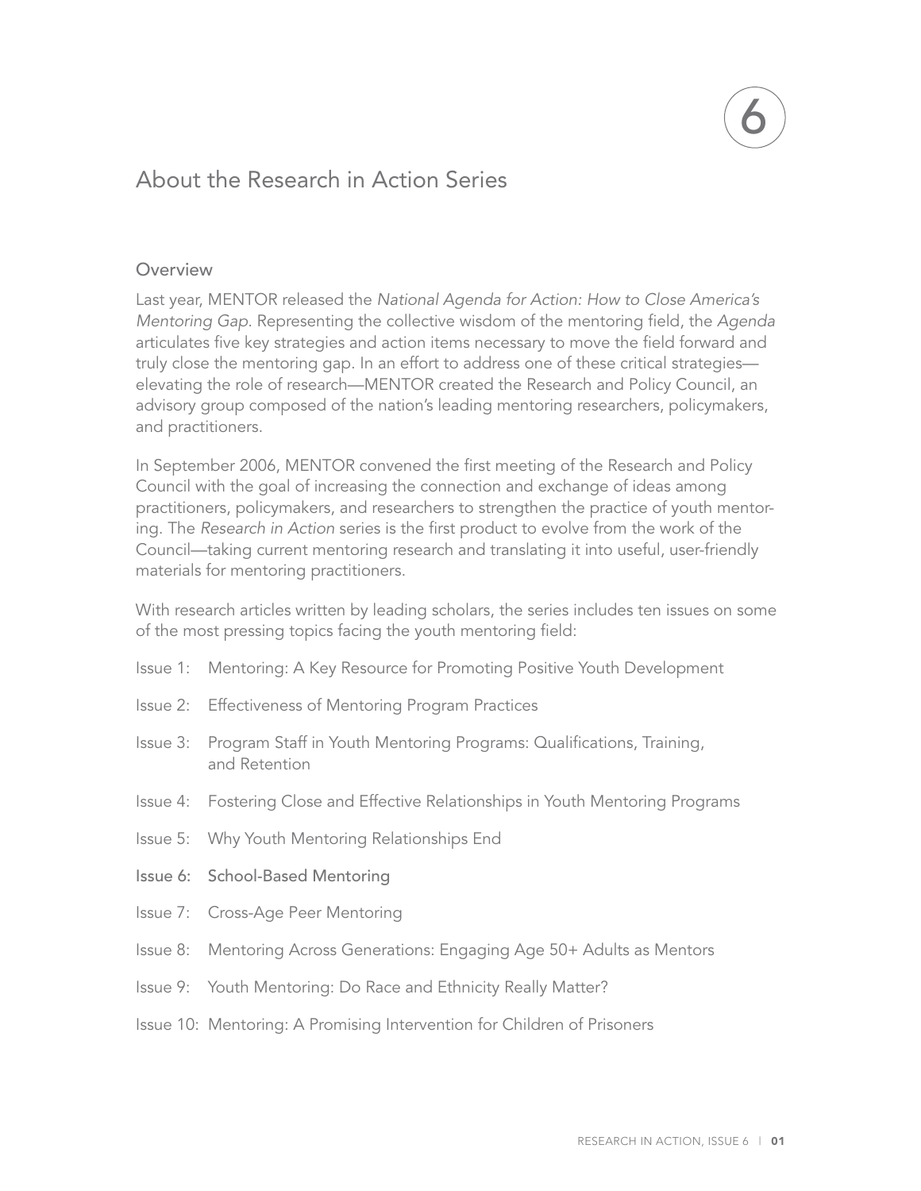6

# About the Research in Action Series

## Overview

Last year, MENTOR released the *National Agenda for Action: How to Close America's Mentoring Gap*. Representing the collective wisdom of the mentoring field, the *Agenda* articulates five key strategies and action items necessary to move the field forward and truly close the mentoring gap. In an effort to address one of these critical strategies—elevating the role of research—MENTOR created the Research and Policy Council, an advisory group composed of the nation's leading mentoring researchers, policymakers, and practitioners.

In September 2006, MENTOR convened the first meeting of the Research and Policy Council with the goal of increasing the connection and exchange of ideas among practitioners, policymakers, and researchers to strengthen the practice of youth mentoring. The *Research in Action* series is the first product to evolve from the work of the Council—taking current mentoring research and translating it into useful, user-friendly materials for mentoring practitioners.

With research articles written by leading scholars, the series includes ten issues on some of the most pressing topics facing the youth mentoring field:

- Issue 1: Mentoring: A Key Resource for Promoting Positive Youth Development
- Issue 2: Effectiveness of Mentoring Program Practices
- Issue 3: Program Staff in Youth Mentoring Programs: Qualifications, Training, and Retention
- Issue 4: Fostering Close and Effective Relationships in Youth Mentoring Programs
- Issue 5: Why Youth Mentoring Relationships End
- Issue 6: School-Based Mentoring
- Issue 7: Cross-Age Peer Mentoring
- Issue 8: Mentoring Across Generations: Engaging Age 50+ Adults as Mentors
- Issue 9: Youth Mentoring: Do Race and Ethnicity Really Matter?
- Issue 10: Mentoring: A Promising Intervention for Children of Prisoners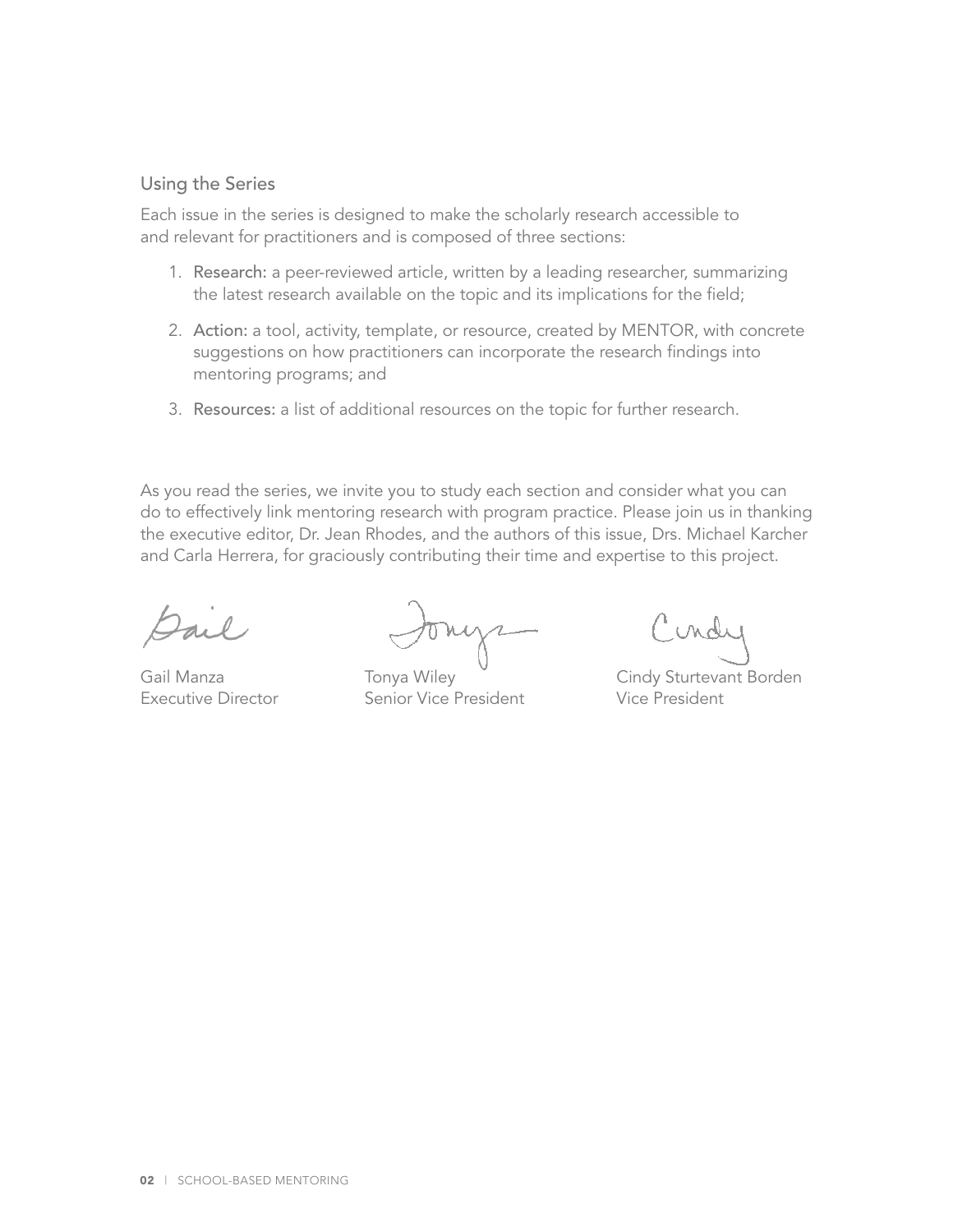## Using the Series

Each issue in the series is designed to make the scholarly research accessible to and relevant for practitioners and is composed of three sections:

1. **Research:** a peer-reviewed article, written by a leading researcher, summarizing the latest research available on the topic and its implications for the field;
2. **Action:** a tool, activity, template, or resource, created by MENTOR, with concrete suggestions on how practitioners can incorporate the research findings into mentoring programs; and
3. **Resources:** a list of additional resources on the topic for further research.

As you read the series, we invite you to study each section and consider what you can do to effectively link mentoring research with program practice. Please join us in thanking the executive editor, Dr. Jean Rhodes, and the authors of this issue, Drs. Michael Karcher and Carla Herrera, for graciously contributing their time and expertise to this project.

Gail Manza
Executive Director

Tonya Wiley
Senior Vice President

Cindy Sturtevant Borden
Vice President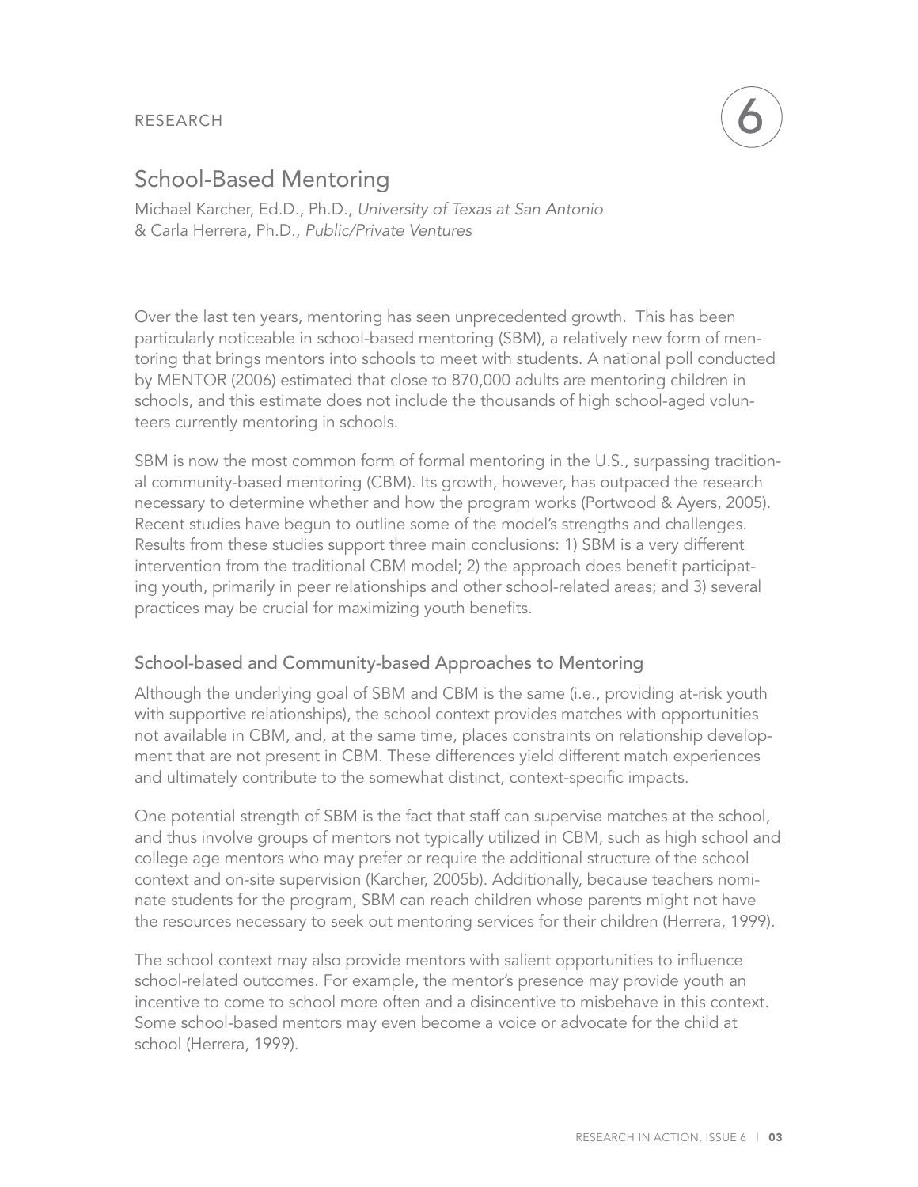RESEARCH

6

# School-Based Mentoring

Michael Karcher, Ed.D., Ph.D., *University of Texas at San Antonio*
& Carla Herrera, Ph.D., *Public/Private Ventures*

Over the last ten years, mentoring has seen unprecedented growth. This has been particularly noticeable in school-based mentoring (SBM), a relatively new form of mentoring that brings mentors into schools to meet with students. A national poll conducted by MENTOR (2006) estimated that close to 870,000 adults are mentoring children in schools, and this estimate does not include the thousands of high school-aged volunteers currently mentoring in schools.

SBM is now the most common form of formal mentoring in the U.S., surpassing traditional community-based mentoring (CBM). Its growth, however, has outpaced the research necessary to determine whether and how the program works (Portwood & Ayers, 2005). Recent studies have begun to outline some of the model's strengths and challenges. Results from these studies support three main conclusions: 1) SBM is a very different intervention from the traditional CBM model; 2) the approach does benefit participating youth, primarily in peer relationships and other school-related areas; and 3) several practices may be crucial for maximizing youth benefits.

## School-based and Community-based Approaches to Mentoring

Although the underlying goal of SBM and CBM is the same (i.e., providing at-risk youth with supportive relationships), the school context provides matches with opportunities not available in CBM, and, at the same time, places constraints on relationship development that are not present in CBM. These differences yield different match experiences and ultimately contribute to the somewhat distinct, context-specific impacts.

One potential strength of SBM is the fact that staff can supervise matches at the school, and thus involve groups of mentors not typically utilized in CBM, such as high school and college age mentors who may prefer or require the additional structure of the school context and on-site supervision (Karcher, 2005b). Additionally, because teachers nominate students for the program, SBM can reach children whose parents might not have the resources necessary to seek out mentoring services for their children (Herrera, 1999).

The school context may also provide mentors with salient opportunities to influence school-related outcomes. For example, the mentor's presence may provide youth an incentive to come to school more often and a disincentive to misbehave in this context. Some school-based mentors may even become a voice or advocate for the child at school (Herrera, 1999).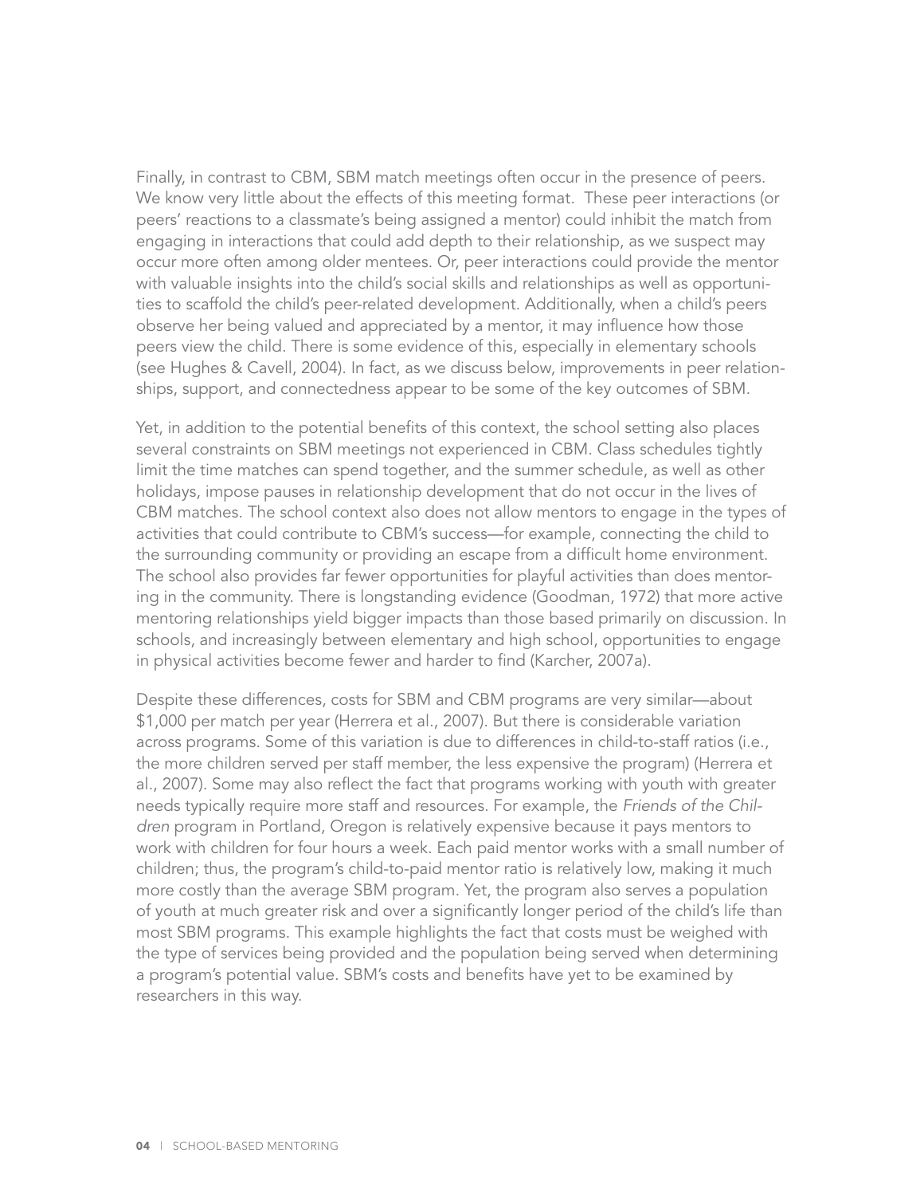Finally, in contrast to CBM, SBM match meetings often occur in the presence of peers. We know very little about the effects of this meeting format. These peer interactions (or peers' reactions to a classmate's being assigned a mentor) could inhibit the match from engaging in interactions that could add depth to their relationship, as we suspect may occur more often among older mentees. Or, peer interactions could provide the mentor with valuable insights into the child's social skills and relationships as well as opportunities to scaffold the child's peer-related development. Additionally, when a child's peers observe her being valued and appreciated by a mentor, it may influence how those peers view the child. There is some evidence of this, especially in elementary schools (see Hughes & Cavell, 2004). In fact, as we discuss below, improvements in peer relationships, support, and connectedness appear to be some of the key outcomes of SBM.

Yet, in addition to the potential benefits of this context, the school setting also places several constraints on SBM meetings not experienced in CBM. Class schedules tightly limit the time matches can spend together, and the summer schedule, as well as other holidays, impose pauses in relationship development that do not occur in the lives of CBM matches. The school context also does not allow mentors to engage in the types of activities that could contribute to CBM's success—for example, connecting the child to the surrounding community or providing an escape from a difficult home environment. The school also provides far fewer opportunities for playful activities than does mentoring in the community. There is longstanding evidence (Goodman, 1972) that more active mentoring relationships yield bigger impacts than those based primarily on discussion. In schools, and increasingly between elementary and high school, opportunities to engage in physical activities become fewer and harder to find (Karcher, 2007a).

Despite these differences, costs for SBM and CBM programs are very similar—about $1,000 per match per year (Herrera et al., 2007). But there is considerable variation across programs. Some of this variation is due to differences in child-to-staff ratios (i.e., the more children served per staff member, the less expensive the program) (Herrera et al., 2007). Some may also reflect the fact that programs working with youth with greater needs typically require more staff and resources. For example, the *Friends of the Children* program in Portland, Oregon is relatively expensive because it pays mentors to work with children for four hours a week. Each paid mentor works with a small number of children; thus, the program's child-to-paid mentor ratio is relatively low, making it much more costly than the average SBM program. Yet, the program also serves a population of youth at much greater risk and over a significantly longer period of the child's life than most SBM programs. This example highlights the fact that costs must be weighed with the type of services being provided and the population being served when determining a program's potential value. SBM's costs and benefits have yet to be examined by researchers in this way.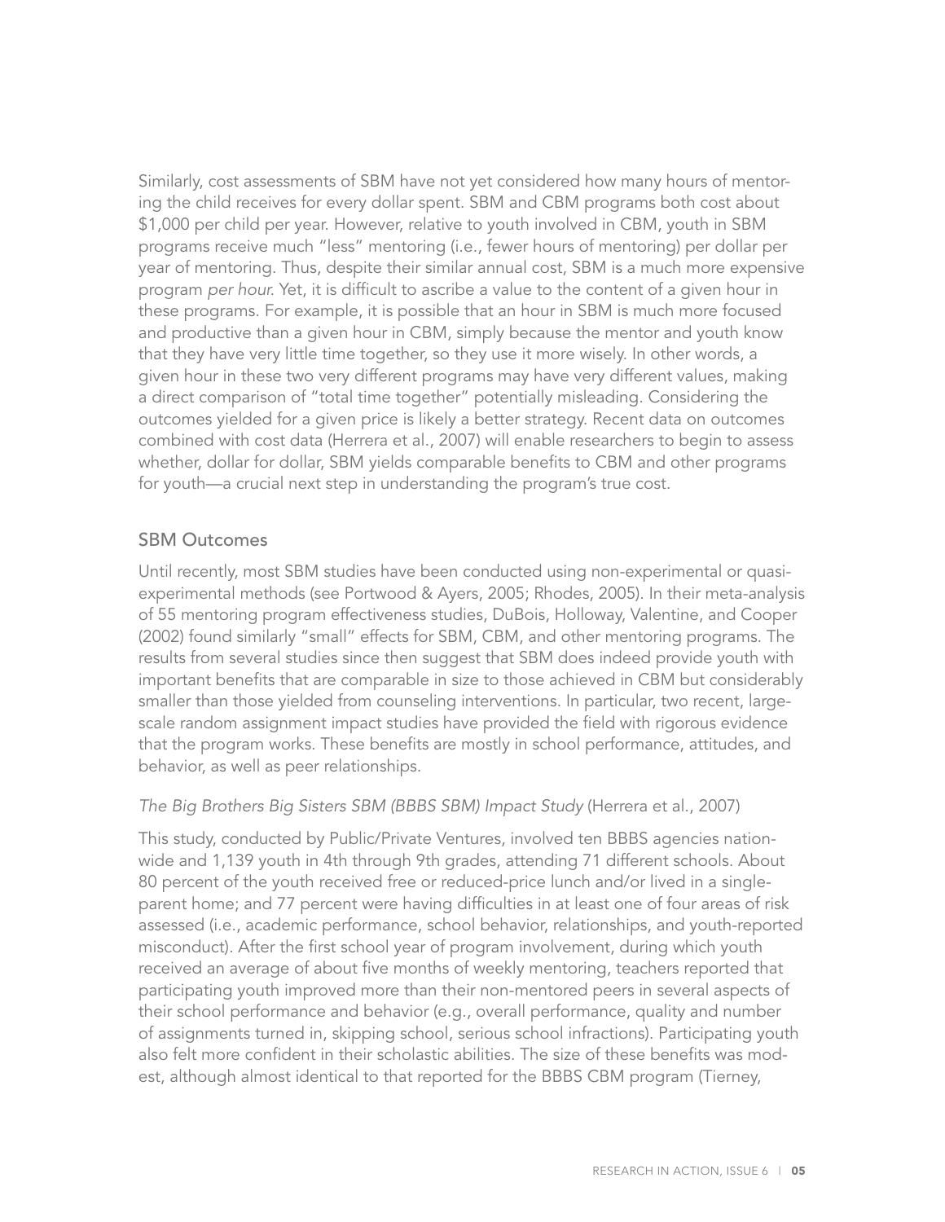Similarly, cost assessments of SBM have not yet considered how many hours of mentoring the child receives for every dollar spent. SBM and CBM programs both cost about $1,000 per child per year. However, relative to youth involved in CBM, youth in SBM programs receive much "less" mentoring (i.e., fewer hours of mentoring) per dollar per year of mentoring. Thus, despite their similar annual cost, SBM is a much more expensive program *per hour*. Yet, it is difficult to ascribe a value to the content of a given hour in these programs. For example, it is possible that an hour in SBM is much more focused and productive than a given hour in CBM, simply because the mentor and youth know that they have very little time together, so they use it more wisely. In other words, a given hour in these two very different programs may have very different values, making a direct comparison of "total time together" potentially misleading. Considering the outcomes yielded for a given price is likely a better strategy. Recent data on outcomes combined with cost data (Herrera et al., 2007) will enable researchers to begin to assess whether, dollar for dollar, SBM yields comparable benefits to CBM and other programs for youth—a crucial next step in understanding the program's true cost.

## SBM Outcomes

Until recently, most SBM studies have been conducted using non-experimental or quasi-experimental methods (see Portwood & Ayers, 2005; Rhodes, 2005). In their meta-analysis of 55 mentoring program effectiveness studies, DuBois, Holloway, Valentine, and Cooper (2002) found similarly "small" effects for SBM, CBM, and other mentoring programs. The results from several studies since then suggest that SBM does indeed provide youth with important benefits that are comparable in size to those achieved in CBM but considerably smaller than those yielded from counseling interventions. In particular, two recent, large-scale random assignment impact studies have provided the field with rigorous evidence that the program works. These benefits are mostly in school performance, attitudes, and behavior, as well as peer relationships.

*The Big Brothers Big Sisters SBM (BBBS SBM) Impact Study* (Herrera et al., 2007)

This study, conducted by Public/Private Ventures, involved ten BBBS agencies nationwide and 1,139 youth in 4th through 9th grades, attending 71 different schools. About 80 percent of the youth received free or reduced-price lunch and/or lived in a single-parent home; and 77 percent were having difficulties in at least one of four areas of risk assessed (i.e., academic performance, school behavior, relationships, and youth-reported misconduct). After the first school year of program involvement, during which youth received an average of about five months of weekly mentoring, teachers reported that participating youth improved more than their non-mentored peers in several aspects of their school performance and behavior (e.g., overall performance, quality and number of assignments turned in, skipping school, serious school infractions). Participating youth also felt more confident in their scholastic abilities. The size of these benefits was modest, although almost identical to that reported for the BBBS CBM program (Tierney,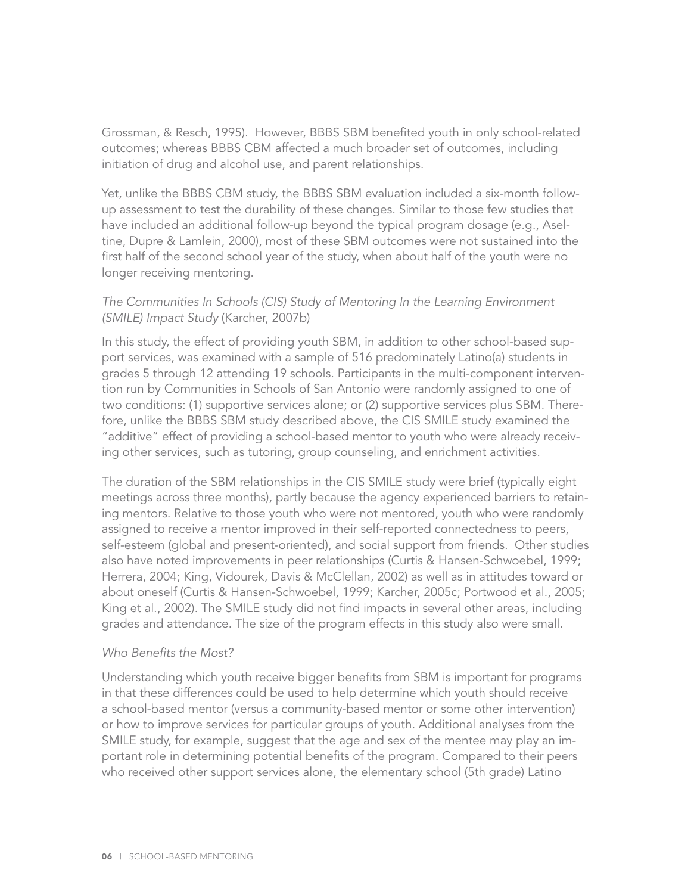Grossman, & Resch, 1995). However, BBBS SBM benefited youth in only school-related outcomes; whereas BBBS CBM affected a much broader set of outcomes, including initiation of drug and alcohol use, and parent relationships.

Yet, unlike the BBBS CBM study, the BBBS SBM evaluation included a six-month follow-up assessment to test the durability of these changes. Similar to those few studies that have included an additional follow-up beyond the typical program dosage (e.g., Aseltine, Dupre & Lamlein, 2000), most of these SBM outcomes were not sustained into the first half of the second school year of the study, when about half of the youth were no longer receiving mentoring.

*The Communities In Schools (CIS) Study of Mentoring In the Learning Environment (SMILE) Impact Study* (Karcher, 2007b)

In this study, the effect of providing youth SBM, in addition to other school-based support services, was examined with a sample of 516 predominately Latino(a) students in grades 5 through 12 attending 19 schools. Participants in the multi-component intervention run by Communities in Schools of San Antonio were randomly assigned to one of two conditions: (1) supportive services alone; or (2) supportive services plus SBM. Therefore, unlike the BBBS SBM study described above, the CIS SMILE study examined the "additive" effect of providing a school-based mentor to youth who were already receiving other services, such as tutoring, group counseling, and enrichment activities.

The duration of the SBM relationships in the CIS SMILE study were brief (typically eight meetings across three months), partly because the agency experienced barriers to retaining mentors. Relative to those youth who were not mentored, youth who were randomly assigned to receive a mentor improved in their self-reported connectedness to peers, self-esteem (global and present-oriented), and social support from friends. Other studies also have noted improvements in peer relationships (Curtis & Hansen-Schwoebel, 1999; Herrera, 2004; King, Vidourek, Davis & McClellan, 2002) as well as in attitudes toward or about oneself (Curtis & Hansen-Schwoebel, 1999; Karcher, 2005c; Portwood et al., 2005; King et al., 2002). The SMILE study did not find impacts in several other areas, including grades and attendance. The size of the program effects in this study also were small.

*Who Benefits the Most?*

Understanding which youth receive bigger benefits from SBM is important for programs in that these differences could be used to help determine which youth should receive a school-based mentor (versus a community-based mentor or some other intervention) or how to improve services for particular groups of youth. Additional analyses from the SMILE study, for example, suggest that the age and sex of the mentee may play an important role in determining potential benefits of the program. Compared to their peers who received other support services alone, the elementary school (5th grade) Latino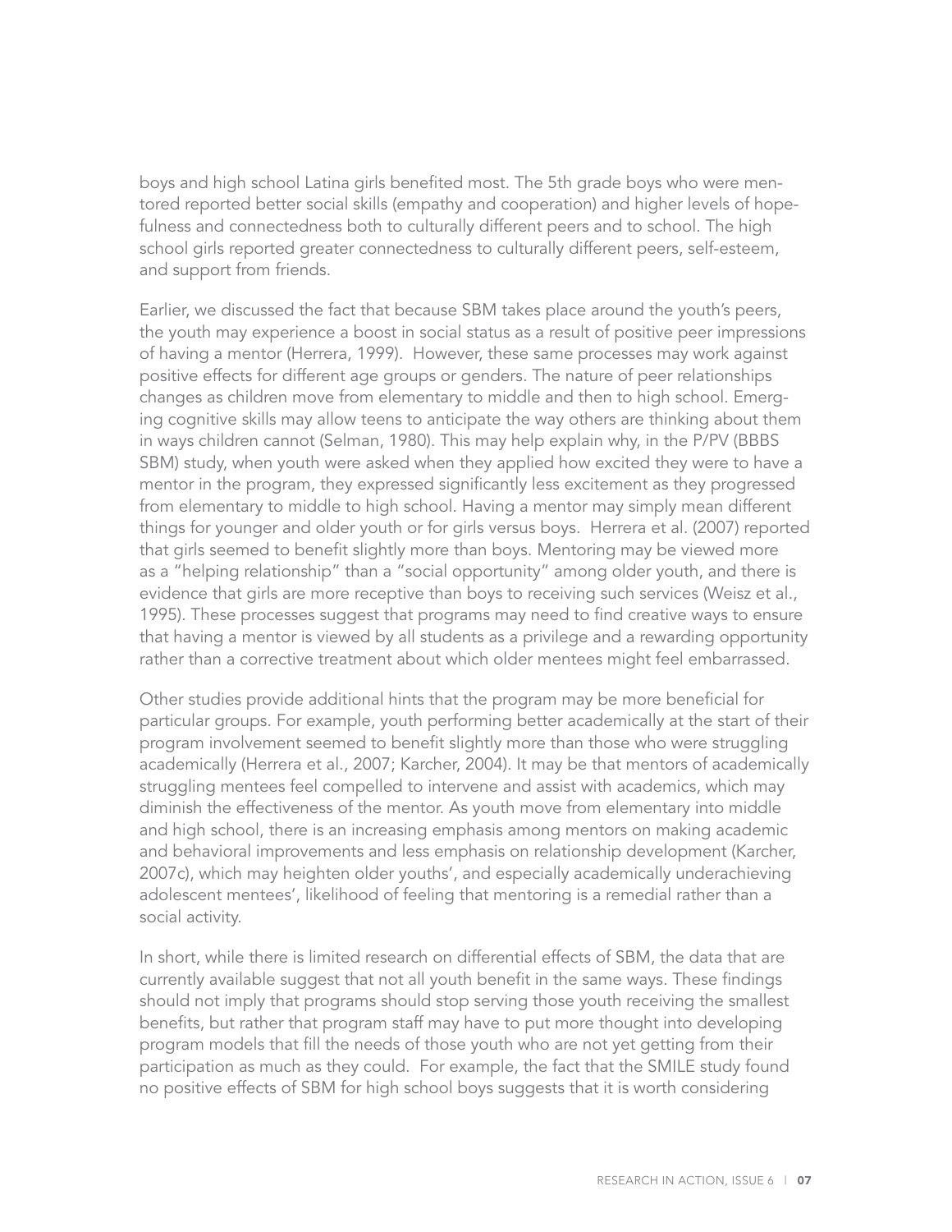boys and high school Latina girls benefited most. The 5th grade boys who were mentored reported better social skills (empathy and cooperation) and higher levels of hopefulness and connectedness both to culturally different peers and to school. The high school girls reported greater connectedness to culturally different peers, self-esteem, and support from friends.

Earlier, we discussed the fact that because SBM takes place around the youth's peers, the youth may experience a boost in social status as a result of positive peer impressions of having a mentor (Herrera, 1999). However, these same processes may work against positive effects for different age groups or genders. The nature of peer relationships changes as children move from elementary to middle and then to high school. Emerging cognitive skills may allow teens to anticipate the way others are thinking about them in ways children cannot (Selman, 1980). This may help explain why, in the P/PV (BBBS SBM) study, when youth were asked when they applied how excited they were to have a mentor in the program, they expressed significantly less excitement as they progressed from elementary to middle to high school. Having a mentor may simply mean different things for younger and older youth or for girls versus boys. Herrera et al. (2007) reported that girls seemed to benefit slightly more than boys. Mentoring may be viewed more as a "helping relationship" than a "social opportunity" among older youth, and there is evidence that girls are more receptive than boys to receiving such services (Weisz et al., 1995). These processes suggest that programs may need to find creative ways to ensure that having a mentor is viewed by all students as a privilege and a rewarding opportunity rather than a corrective treatment about which older mentees might feel embarrassed.

Other studies provide additional hints that the program may be more beneficial for particular groups. For example, youth performing better academically at the start of their program involvement seemed to benefit slightly more than those who were struggling academically (Herrera et al., 2007; Karcher, 2004). It may be that mentors of academically struggling mentees feel compelled to intervene and assist with academics, which may diminish the effectiveness of the mentor. As youth move from elementary into middle and high school, there is an increasing emphasis among mentors on making academic and behavioral improvements and less emphasis on relationship development (Karcher, 2007c), which may heighten older youths', and especially academically underachieving adolescent mentees', likelihood of feeling that mentoring is a remedial rather than a social activity.

In short, while there is limited research on differential effects of SBM, the data that are currently available suggest that not all youth benefit in the same ways. These findings should not imply that programs should stop serving those youth receiving the smallest benefits, but rather that program staff may have to put more thought into developing program models that fill the needs of those youth who are not yet getting from their participation as much as they could. For example, the fact that the SMILE study found no positive effects of SBM for high school boys suggests that it is worth considering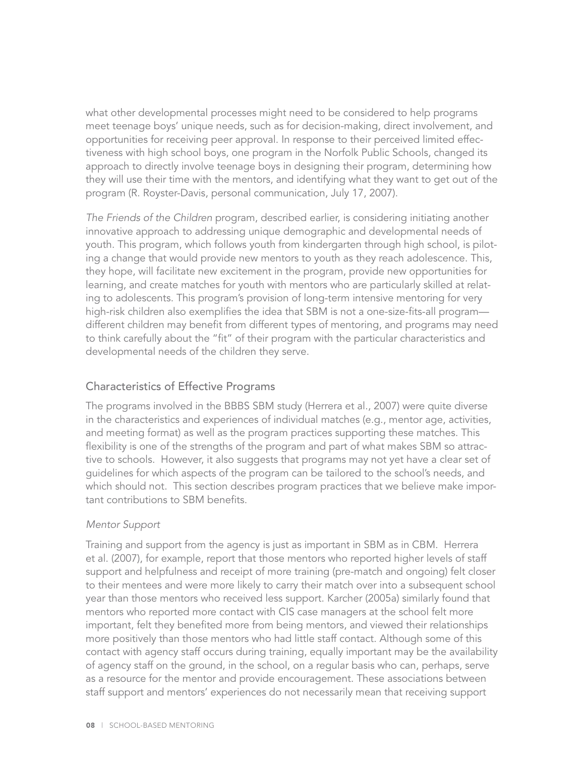what other developmental processes might need to be considered to help programs meet teenage boys' unique needs, such as for decision-making, direct involvement, and opportunities for receiving peer approval. In response to their perceived limited effectiveness with high school boys, one program in the Norfolk Public Schools, changed its approach to directly involve teenage boys in designing their program, determining how they will use their time with the mentors, and identifying what they want to get out of the program (R. Royster-Davis, personal communication, July 17, 2007).

*The Friends of the Children* program, described earlier, is considering initiating another innovative approach to addressing unique demographic and developmental needs of youth. This program, which follows youth from kindergarten through high school, is piloting a change that would provide new mentors to youth as they reach adolescence. This, they hope, will facilitate new excitement in the program, provide new opportunities for learning, and create matches for youth with mentors who are particularly skilled at relating to adolescents. This program's provision of long-term intensive mentoring for very high-risk children also exemplifies the idea that SBM is not a one-size-fits-all program—different children may benefit from different types of mentoring, and programs may need to think carefully about the "fit" of their program with the particular characteristics and developmental needs of the children they serve.

## Characteristics of Effective Programs

The programs involved in the BBBS SBM study (Herrera et al., 2007) were quite diverse in the characteristics and experiences of individual matches (e.g., mentor age, activities, and meeting format) as well as the program practices supporting these matches. This flexibility is one of the strengths of the program and part of what makes SBM so attractive to schools. However, it also suggests that programs may not yet have a clear set of guidelines for which aspects of the program can be tailored to the school's needs, and which should not. This section describes program practices that we believe make important contributions to SBM benefits.

### *Mentor Support*

Training and support from the agency is just as important in SBM as in CBM. Herrera et al. (2007), for example, report that those mentors who reported higher levels of staff support and helpfulness and receipt of more training (pre-match and ongoing) felt closer to their mentees and were more likely to carry their match over into a subsequent school year than those mentors who received less support. Karcher (2005a) similarly found that mentors who reported more contact with CIS case managers at the school felt more important, felt they benefited more from being mentors, and viewed their relationships more positively than those mentors who had little staff contact. Although some of this contact with agency staff occurs during training, equally important may be the availability of agency staff on the ground, in the school, on a regular basis who can, perhaps, serve as a resource for the mentor and provide encouragement. These associations between staff support and mentors' experiences do not necessarily mean that receiving support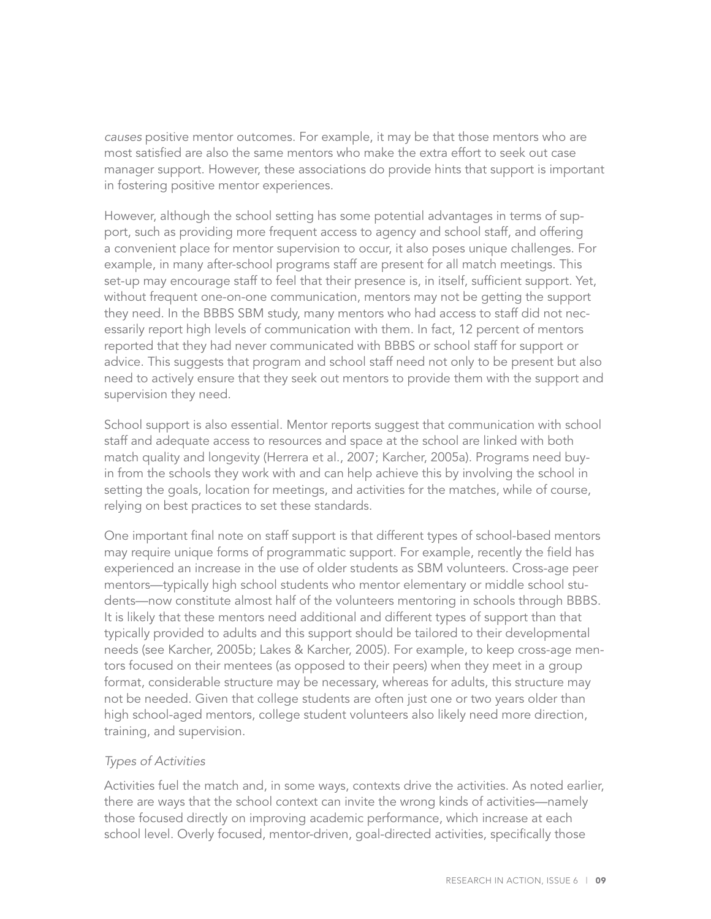*causes* positive mentor outcomes. For example, it may be that those mentors who are most satisfied are also the same mentors who make the extra effort to seek out case manager support. However, these associations do provide hints that support is important in fostering positive mentor experiences.

However, although the school setting has some potential advantages in terms of support, such as providing more frequent access to agency and school staff, and offering a convenient place for mentor supervision to occur, it also poses unique challenges. For example, in many after-school programs staff are present for all match meetings. This set-up may encourage staff to feel that their presence is, in itself, sufficient support. Yet, without frequent one-on-one communication, mentors may not be getting the support they need. In the BBBS SBM study, many mentors who had access to staff did not necessarily report high levels of communication with them. In fact, 12 percent of mentors reported that they had never communicated with BBBS or school staff for support or advice. This suggests that program and school staff need not only to be present but also need to actively ensure that they seek out mentors to provide them with the support and supervision they need.

School support is also essential. Mentor reports suggest that communication with school staff and adequate access to resources and space at the school are linked with both match quality and longevity (Herrera et al., 2007; Karcher, 2005a). Programs need buy-in from the schools they work with and can help achieve this by involving the school in setting the goals, location for meetings, and activities for the matches, while of course, relying on best practices to set these standards.

One important final note on staff support is that different types of school-based mentors may require unique forms of programmatic support. For example, recently the field has experienced an increase in the use of older students as SBM volunteers. Cross-age peer mentors—typically high school students who mentor elementary or middle school students—now constitute almost half of the volunteers mentoring in schools through BBBS. It is likely that these mentors need additional and different types of support than that typically provided to adults and this support should be tailored to their developmental needs (see Karcher, 2005b; Lakes & Karcher, 2005). For example, to keep cross-age mentors focused on their mentees (as opposed to their peers) when they meet in a group format, considerable structure may be necessary, whereas for adults, this structure may not be needed. Given that college students are often just one or two years older than high school-aged mentors, college student volunteers also likely need more direction, training, and supervision.

### *Types of Activities*

Activities fuel the match and, in some ways, contexts drive the activities. As noted earlier, there are ways that the school context can invite the wrong kinds of activities—namely those focused directly on improving academic performance, which increase at each school level. Overly focused, mentor-driven, goal-directed activities, specifically those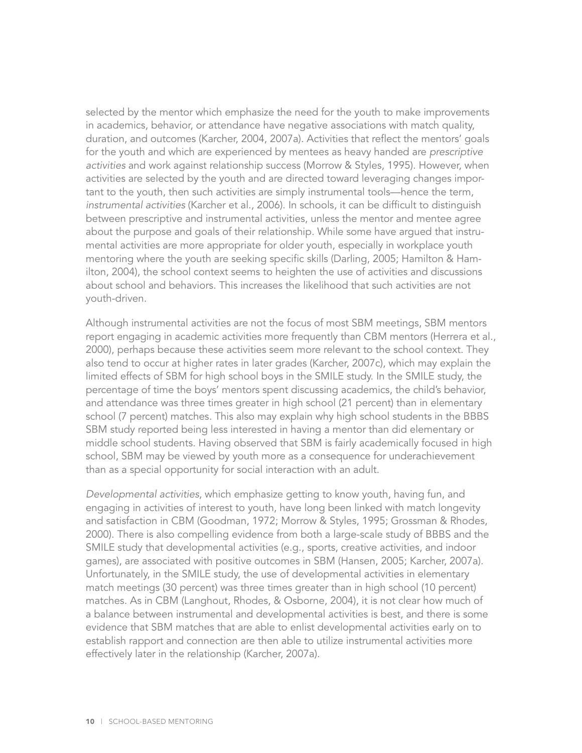selected by the mentor which emphasize the need for the youth to make improvements in academics, behavior, or attendance have negative associations with match quality, duration, and outcomes (Karcher, 2004, 2007a). Activities that reflect the mentors' goals for the youth and which are experienced by mentees as heavy handed are *prescriptive activities* and work against relationship success (Morrow & Styles, 1995). However, when activities are selected by the youth and are directed toward leveraging changes important to the youth, then such activities are simply instrumental tools—hence the term, *instrumental activities* (Karcher et al., 2006). In schools, it can be difficult to distinguish between prescriptive and instrumental activities, unless the mentor and mentee agree about the purpose and goals of their relationship. While some have argued that instrumental activities are more appropriate for older youth, especially in workplace youth mentoring where the youth are seeking specific skills (Darling, 2005; Hamilton & Hamilton, 2004), the school context seems to heighten the use of activities and discussions about school and behaviors. This increases the likelihood that such activities are not youth-driven.

Although instrumental activities are not the focus of most SBM meetings, SBM mentors report engaging in academic activities more frequently than CBM mentors (Herrera et al., 2000), perhaps because these activities seem more relevant to the school context. They also tend to occur at higher rates in later grades (Karcher, 2007c), which may explain the limited effects of SBM for high school boys in the SMILE study. In the SMILE study, the percentage of time the boys' mentors spent discussing academics, the child's behavior, and attendance was three times greater in high school (21 percent) than in elementary school (7 percent) matches. This also may explain why high school students in the BBBS SBM study reported being less interested in having a mentor than did elementary or middle school students. Having observed that SBM is fairly academically focused in high school, SBM may be viewed by youth more as a consequence for underachievement than as a special opportunity for social interaction with an adult.

*Developmental activities*, which emphasize getting to know youth, having fun, and engaging in activities of interest to youth, have long been linked with match longevity and satisfaction in CBM (Goodman, 1972; Morrow & Styles, 1995; Grossman & Rhodes, 2000). There is also compelling evidence from both a large-scale study of BBBS and the SMILE study that developmental activities (e.g., sports, creative activities, and indoor games), are associated with positive outcomes in SBM (Hansen, 2005; Karcher, 2007a). Unfortunately, in the SMILE study, the use of developmental activities in elementary match meetings (30 percent) was three times greater than in high school (10 percent) matches. As in CBM (Langhout, Rhodes, & Osborne, 2004), it is not clear how much of a balance between instrumental and developmental activities is best, and there is some evidence that SBM matches that are able to enlist developmental activities early on to establish rapport and connection are then able to utilize instrumental activities more effectively later in the relationship (Karcher, 2007a).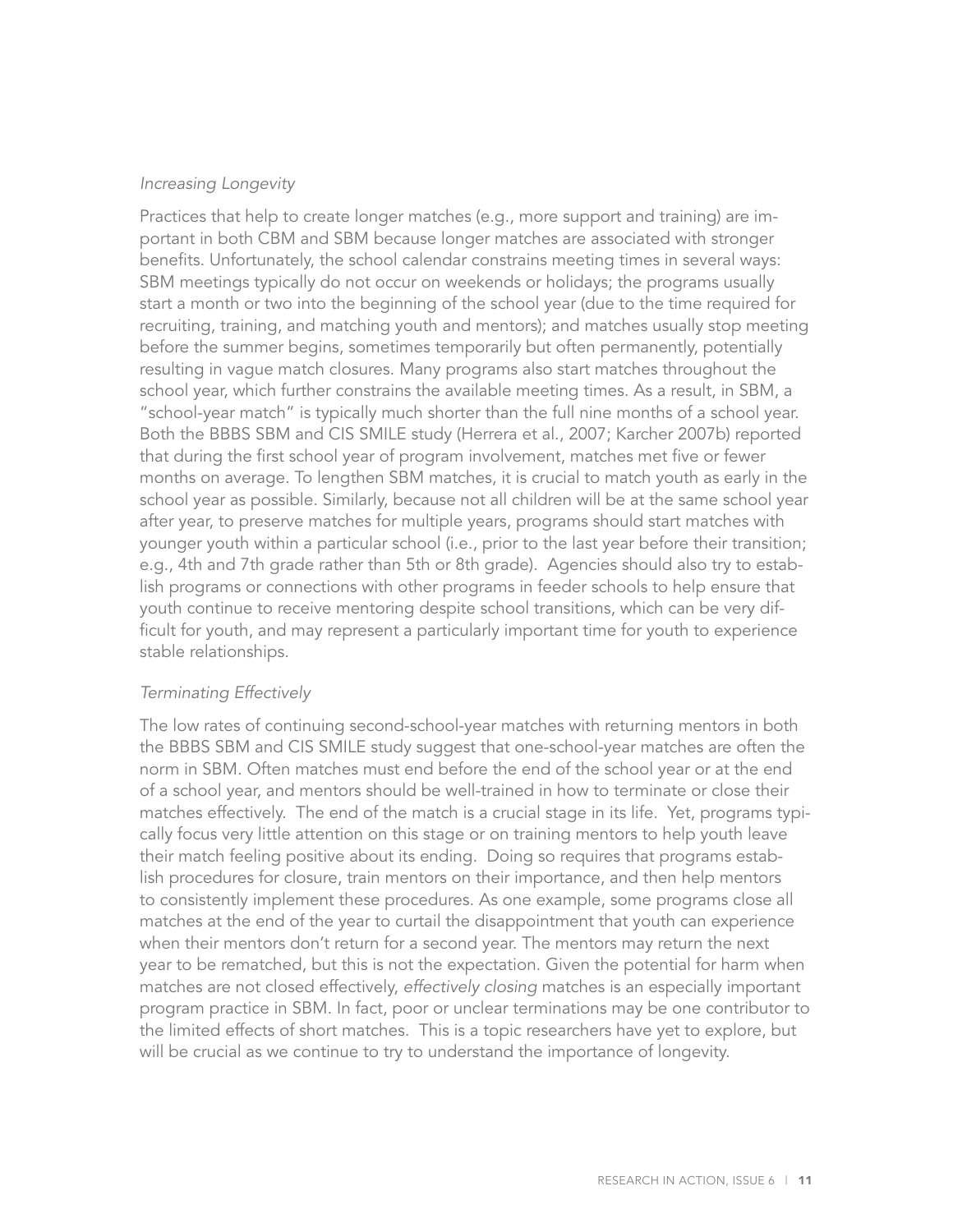*Increasing Longevity*

Practices that help to create longer matches (e.g., more support and training) are important in both CBM and SBM because longer matches are associated with stronger benefits. Unfortunately, the school calendar constrains meeting times in several ways: SBM meetings typically do not occur on weekends or holidays; the programs usually start a month or two into the beginning of the school year (due to the time required for recruiting, training, and matching youth and mentors); and matches usually stop meeting before the summer begins, sometimes temporarily but often permanently, potentially resulting in vague match closures. Many programs also start matches throughout the school year, which further constrains the available meeting times. As a result, in SBM, a "school-year match" is typically much shorter than the full nine months of a school year. Both the BBBS SBM and CIS SMILE study (Herrera et al., 2007; Karcher 2007b) reported that during the first school year of program involvement, matches met five or fewer months on average. To lengthen SBM matches, it is crucial to match youth as early in the school year as possible. Similarly, because not all children will be at the same school year after year, to preserve matches for multiple years, programs should start matches with younger youth within a particular school (i.e., prior to the last year before their transition; e.g., 4th and 7th grade rather than 5th or 8th grade). Agencies should also try to establish programs or connections with other programs in feeder schools to help ensure that youth continue to receive mentoring despite school transitions, which can be very difficult for youth, and may represent a particularly important time for youth to experience stable relationships.

*Terminating Effectively*

The low rates of continuing second-school-year matches with returning mentors in both the BBBS SBM and CIS SMILE study suggest that one-school-year matches are often the norm in SBM. Often matches must end before the end of the school year or at the end of a school year, and mentors should be well-trained in how to terminate or close their matches effectively. The end of the match is a crucial stage in its life. Yet, programs typically focus very little attention on this stage or on training mentors to help youth leave their match feeling positive about its ending. Doing so requires that programs establish procedures for closure, train mentors on their importance, and then help mentors to consistently implement these procedures. As one example, some programs close all matches at the end of the year to curtail the disappointment that youth can experience when their mentors don't return for a second year. The mentors may return the next year to be rematched, but this is not the expectation. Given the potential for harm when matches are not closed effectively, *effectively closing* matches is an especially important program practice in SBM. In fact, poor or unclear terminations may be one contributor to the limited effects of short matches. This is a topic researchers have yet to explore, but will be crucial as we continue to try to understand the importance of longevity.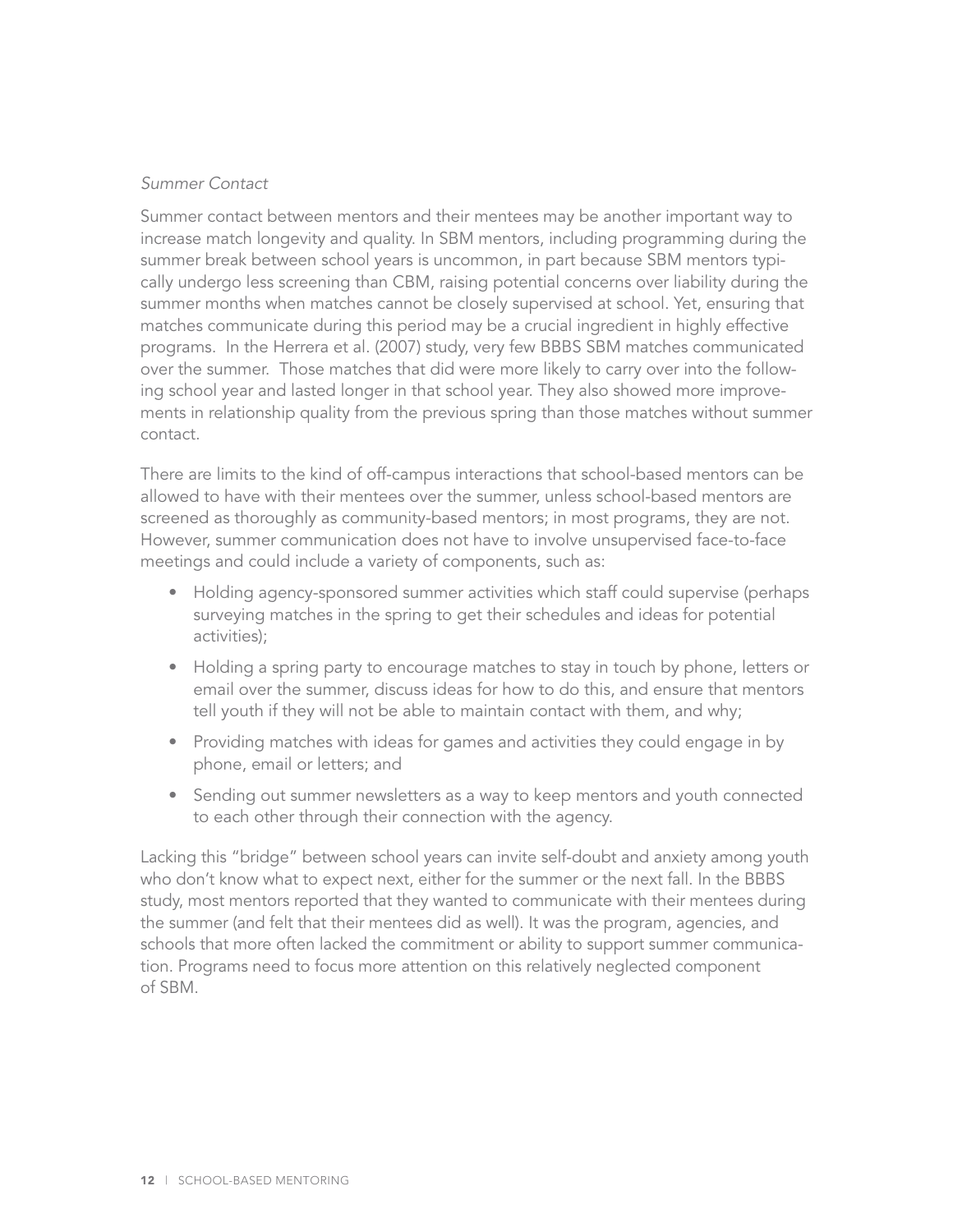### *Summer Contact*

Summer contact between mentors and their mentees may be another important way to increase match longevity and quality. In SBM mentors, including programming during the summer break between school years is uncommon, in part because SBM mentors typically undergo less screening than CBM, raising potential concerns over liability during the summer months when matches cannot be closely supervised at school. Yet, ensuring that matches communicate during this period may be a crucial ingredient in highly effective programs. In the Herrera et al. (2007) study, very few BBBS SBM matches communicated over the summer. Those matches that did were more likely to carry over into the following school year and lasted longer in that school year. They also showed more improvements in relationship quality from the previous spring than those matches without summer contact.

There are limits to the kind of off-campus interactions that school-based mentors can be allowed to have with their mentees over the summer, unless school-based mentors are screened as thoroughly as community-based mentors; in most programs, they are not. However, summer communication does not have to involve unsupervised face-to-face meetings and could include a variety of components, such as:

- Holding agency-sponsored summer activities which staff could supervise (perhaps surveying matches in the spring to get their schedules and ideas for potential activities);
- Holding a spring party to encourage matches to stay in touch by phone, letters or email over the summer, discuss ideas for how to do this, and ensure that mentors tell youth if they will not be able to maintain contact with them, and why;
- Providing matches with ideas for games and activities they could engage in by phone, email or letters; and
- Sending out summer newsletters as a way to keep mentors and youth connected to each other through their connection with the agency.

Lacking this "bridge" between school years can invite self-doubt and anxiety among youth who don't know what to expect next, either for the summer or the next fall. In the BBBS study, most mentors reported that they wanted to communicate with their mentees during the summer (and felt that their mentees did as well). It was the program, agencies, and schools that more often lacked the commitment or ability to support summer communication. Programs need to focus more attention on this relatively neglected component of SBM.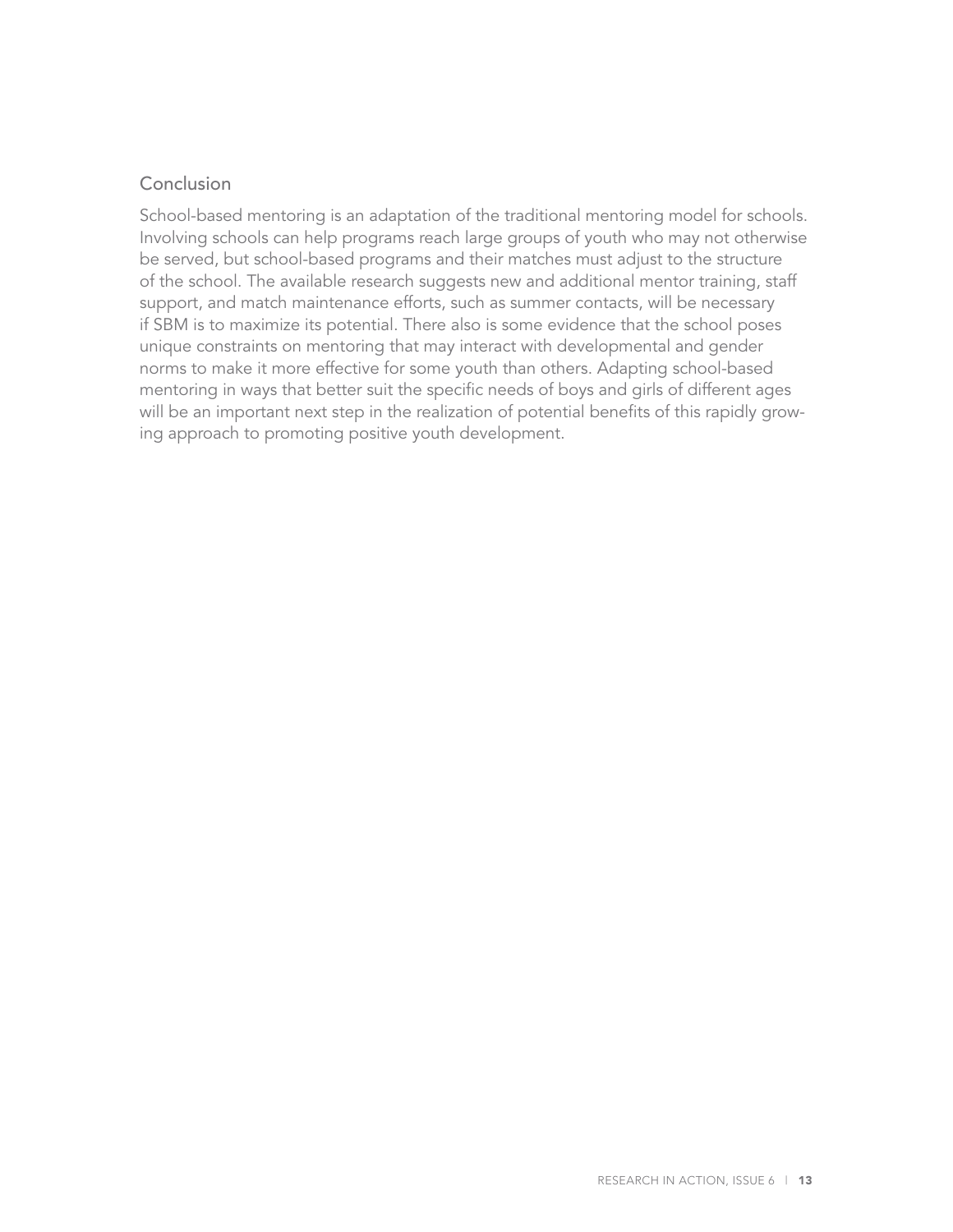## Conclusion

School-based mentoring is an adaptation of the traditional mentoring model for schools. Involving schools can help programs reach large groups of youth who may not otherwise be served, but school-based programs and their matches must adjust to the structure of the school. The available research suggests new and additional mentor training, staff support, and match maintenance efforts, such as summer contacts, will be necessary if SBM is to maximize its potential. There also is some evidence that the school poses unique constraints on mentoring that may interact with developmental and gender norms to make it more effective for some youth than others. Adapting school-based mentoring in ways that better suit the specific needs of boys and girls of different ages will be an important next step in the realization of potential benefits of this rapidly growing approach to promoting positive youth development.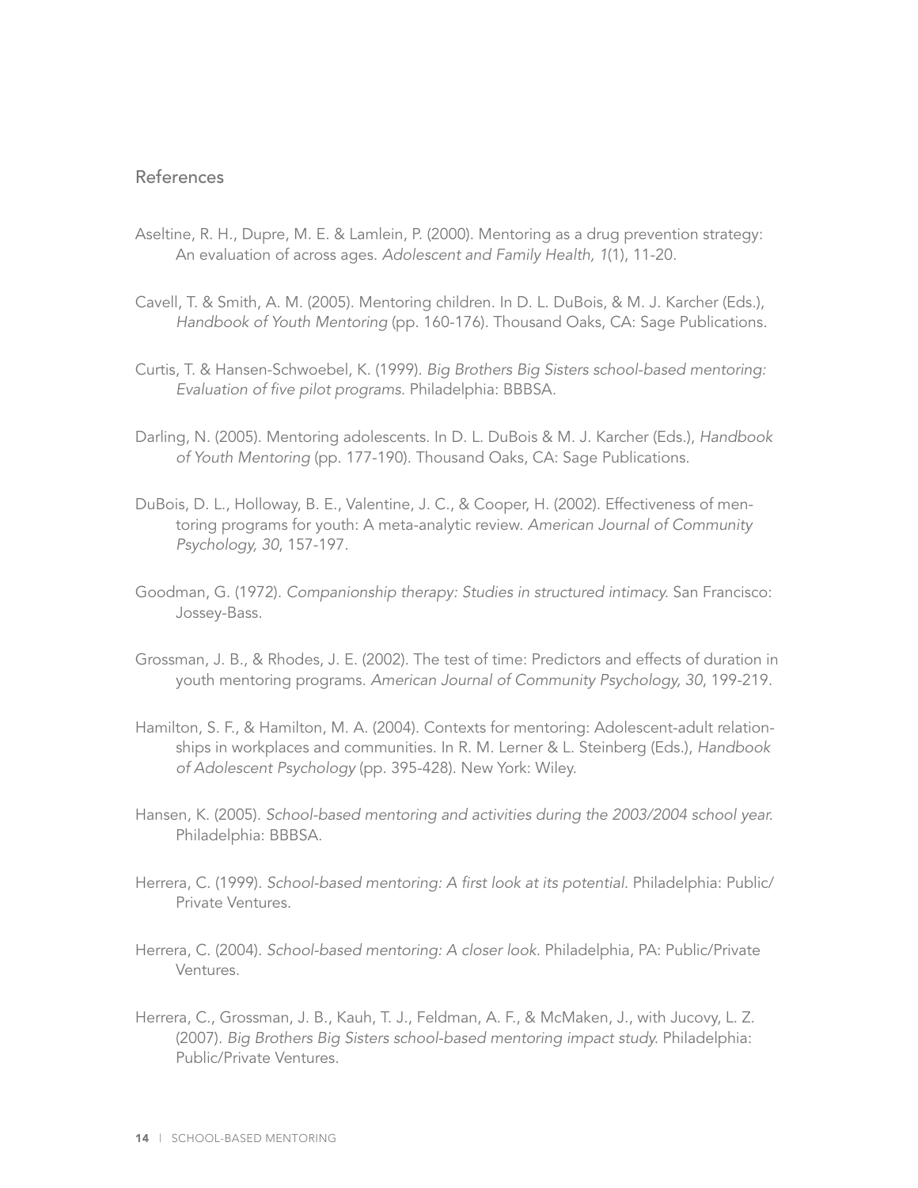## References

Aseltine, R. H., Dupre, M. E. & Lamlein, P. (2000). Mentoring as a drug prevention strategy: An evaluation of across ages. *Adolescent and Family Health, 1*(1), 11-20.

Cavell, T. & Smith, A. M. (2005). Mentoring children. In D. L. DuBois, & M. J. Karcher (Eds.), *Handbook of Youth Mentoring* (pp. 160-176). Thousand Oaks, CA: Sage Publications.

Curtis, T. & Hansen-Schwoebel, K. (1999). *Big Brothers Big Sisters school-based mentoring: Evaluation of five pilot programs*. Philadelphia: BBBSA.

Darling, N. (2005). Mentoring adolescents. In D. L. DuBois & M. J. Karcher (Eds.), *Handbook of Youth Mentoring* (pp. 177-190). Thousand Oaks, CA: Sage Publications.

DuBois, D. L., Holloway, B. E., Valentine, J. C., & Cooper, H. (2002). Effectiveness of mentoring programs for youth: A meta-analytic review. *American Journal of Community Psychology, 30*, 157-197.

Goodman, G. (1972). *Companionship therapy: Studies in structured intimacy.* San Francisco: Jossey-Bass.

Grossman, J. B., & Rhodes, J. E. (2002). The test of time: Predictors and effects of duration in youth mentoring programs. *American Journal of Community Psychology, 30*, 199-219.

Hamilton, S. F., & Hamilton, M. A. (2004). Contexts for mentoring: Adolescent-adult relationships in workplaces and communities. In R. M. Lerner & L. Steinberg (Eds.), *Handbook of Adolescent Psychology* (pp. 395-428). New York: Wiley.

Hansen, K. (2005). *School-based mentoring and activities during the 2003/2004 school year.* Philadelphia: BBBSA.

Herrera, C. (1999). *School-based mentoring: A first look at its potential.* Philadelphia: Public/Private Ventures.

Herrera, C. (2004). *School-based mentoring: A closer look.* Philadelphia, PA: Public/Private Ventures.

Herrera, C., Grossman, J. B., Kauh, T. J., Feldman, A. F., & McMaken, J., with Jucovy, L. Z. (2007). *Big Brothers Big Sisters school-based mentoring impact study.* Philadelphia: Public/Private Ventures.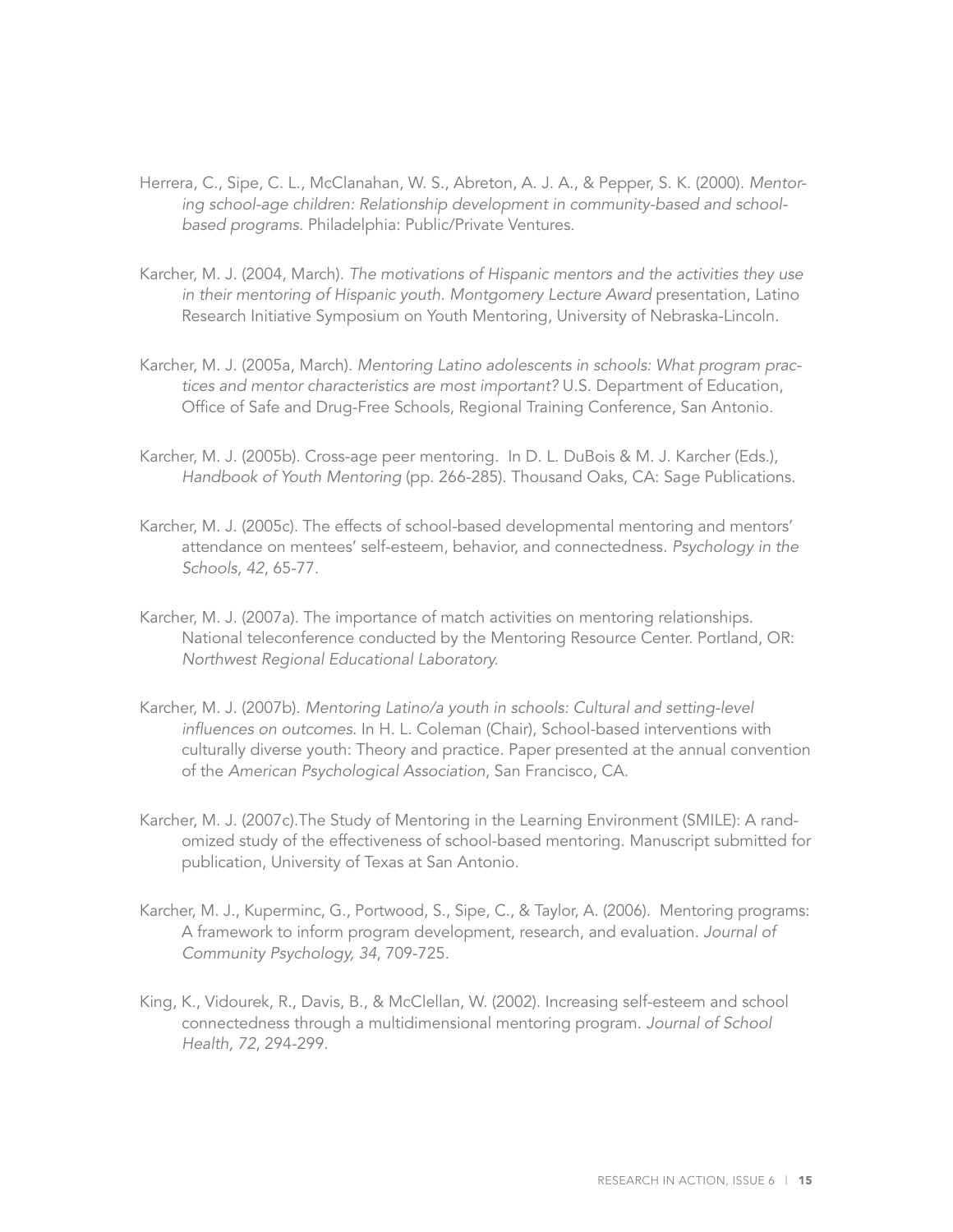Herrera, C., Sipe, C. L., McClanahan, W. S., Abreton, A. J. A., & Pepper, S. K. (2000). *Mentoring school-age children: Relationship development in community-based and school-based programs.* Philadelphia: Public/Private Ventures.

Karcher, M. J. (2004, March). *The motivations of Hispanic mentors and the activities they use in their mentoring of Hispanic youth. Montgomery Lecture Award* presentation, Latino Research Initiative Symposium on Youth Mentoring, University of Nebraska-Lincoln.

Karcher, M. J. (2005a, March). *Mentoring Latino adolescents in schools: What program practices and mentor characteristics are most important?* U.S. Department of Education, Office of Safe and Drug-Free Schools, Regional Training Conference, San Antonio.

Karcher, M. J. (2005b). Cross-age peer mentoring. In D. L. DuBois & M. J. Karcher (Eds.), *Handbook of Youth Mentoring* (pp. 266-285). Thousand Oaks, CA: Sage Publications.

Karcher, M. J. (2005c). The effects of school-based developmental mentoring and mentors' attendance on mentees' self-esteem, behavior, and connectedness. *Psychology in the Schools, 42*, 65-77.

Karcher, M. J. (2007a). The importance of match activities on mentoring relationships. National teleconference conducted by the Mentoring Resource Center. Portland, OR: *Northwest Regional Educational Laboratory.*

Karcher, M. J. (2007b). *Mentoring Latino/a youth in schools: Cultural and setting-level influences on outcomes.* In H. L. Coleman (Chair), School-based interventions with culturally diverse youth: Theory and practice. Paper presented at the annual convention of the *American Psychological Association*, San Francisco, CA.

Karcher, M. J. (2007c).The Study of Mentoring in the Learning Environment (SMILE): A randomized study of the effectiveness of school-based mentoring. Manuscript submitted for publication, University of Texas at San Antonio.

Karcher, M. J., Kuperminc, G., Portwood, S., Sipe, C., & Taylor, A. (2006). Mentoring programs: A framework to inform program development, research, and evaluation. *Journal of Community Psychology, 34*, 709-725.

King, K., Vidourek, R., Davis, B., & McClellan, W. (2002). Increasing self-esteem and school connectedness through a multidimensional mentoring program. *Journal of School Health, 72*, 294-299.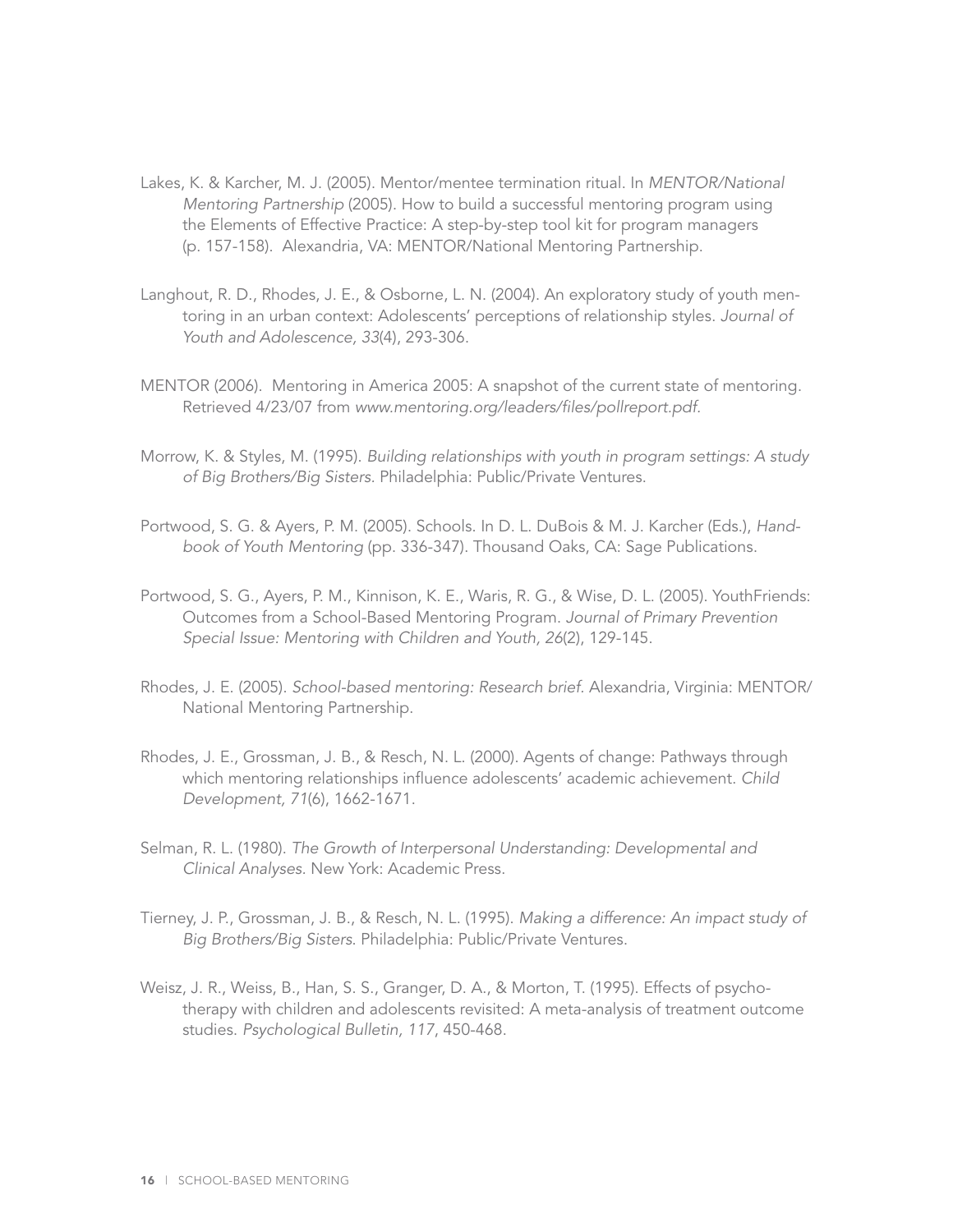Lakes, K. & Karcher, M. J. (2005). Mentor/mentee termination ritual. In *MENTOR/National Mentoring Partnership* (2005). How to build a successful mentoring program using the Elements of Effective Practice: A step-by-step tool kit for program managers (p. 157-158). Alexandria, VA: MENTOR/National Mentoring Partnership.

Langhout, R. D., Rhodes, J. E., & Osborne, L. N. (2004). An exploratory study of youth mentoring in an urban context: Adolescents' perceptions of relationship styles. *Journal of Youth and Adolescence, 33*(4), 293-306.

MENTOR (2006). Mentoring in America 2005: A snapshot of the current state of mentoring. Retrieved 4/23/07 from *www.mentoring.org/leaders/files/pollreport.pdf.*

Morrow, K. & Styles, M. (1995). *Building relationships with youth in program settings: A study of Big Brothers/Big Sisters.* Philadelphia: Public/Private Ventures.

Portwood, S. G. & Ayers, P. M. (2005). Schools. In D. L. DuBois & M. J. Karcher (Eds.), *Handbook of Youth Mentoring* (pp. 336-347). Thousand Oaks, CA: Sage Publications.

Portwood, S. G., Ayers, P. M., Kinnison, K. E., Waris, R. G., & Wise, D. L. (2005). YouthFriends: Outcomes from a School-Based Mentoring Program. *Journal of Primary Prevention Special Issue: Mentoring with Children and Youth, 26*(2), 129-145.

Rhodes, J. E. (2005). *School-based mentoring: Research brief*. Alexandria, Virginia: MENTOR/National Mentoring Partnership.

Rhodes, J. E., Grossman, J. B., & Resch, N. L. (2000). Agents of change: Pathways through which mentoring relationships influence adolescents' academic achievement. *Child Development, 71*(6), 1662-1671.

Selman, R. L. (1980). *The Growth of Interpersonal Understanding: Developmental and Clinical Analyses*. New York: Academic Press.

Tierney, J. P., Grossman, J. B., & Resch, N. L. (1995). *Making a difference: An impact study of Big Brothers/Big Sisters.* Philadelphia: Public/Private Ventures.

Weisz, J. R., Weiss, B., Han, S. S., Granger, D. A., & Morton, T. (1995). Effects of psychotherapy with children and adolescents revisited: A meta-analysis of treatment outcome studies. *Psychological Bulletin, 117*, 450-468.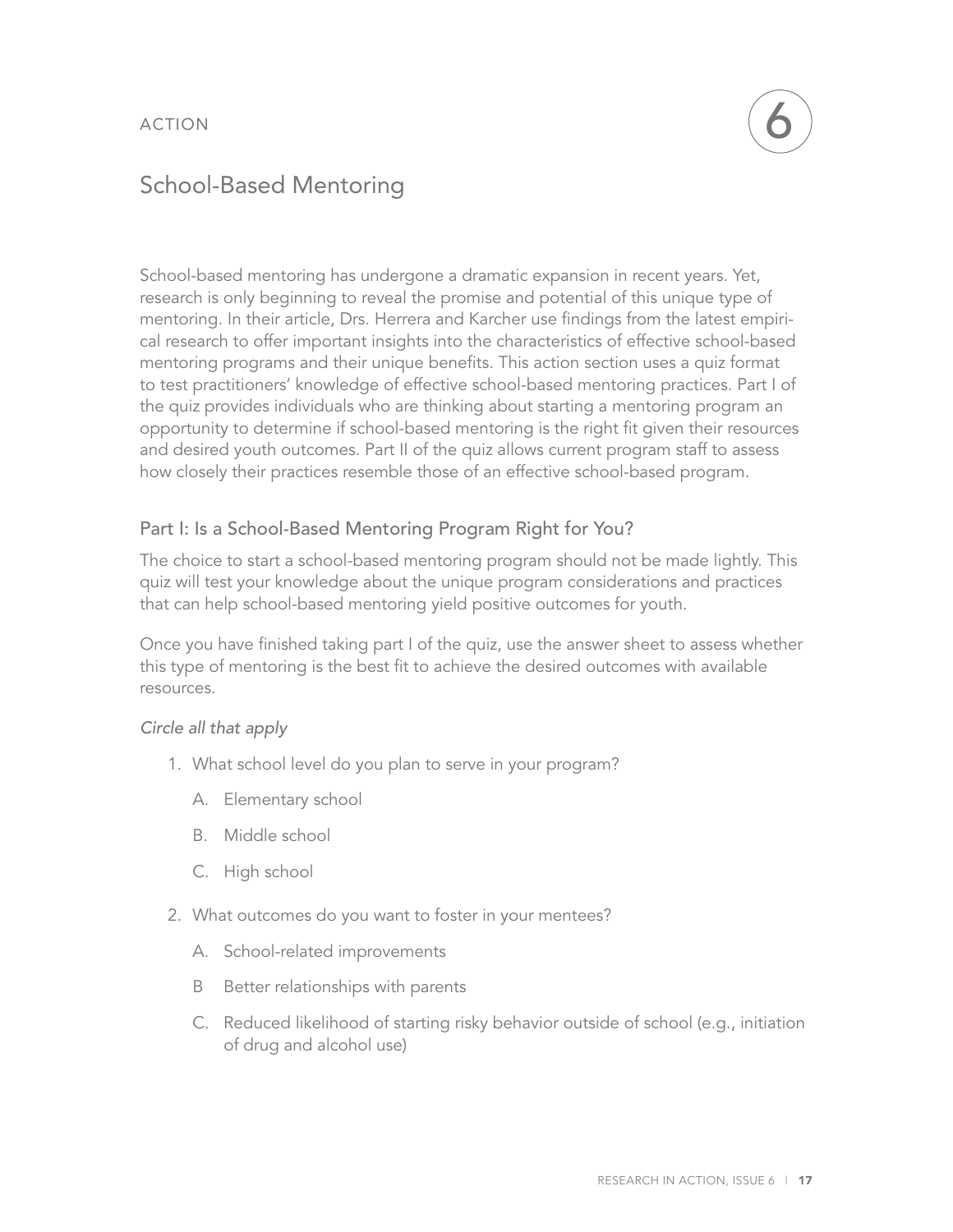ACTION

6

# School-Based Mentoring

School-based mentoring has undergone a dramatic expansion in recent years. Yet, research is only beginning to reveal the promise and potential of this unique type of mentoring. In their article, Drs. Herrera and Karcher use findings from the latest empirical research to offer important insights into the characteristics of effective school-based mentoring programs and their unique benefits. This action section uses a quiz format to test practitioners' knowledge of effective school-based mentoring practices. Part I of the quiz provides individuals who are thinking about starting a mentoring program an opportunity to determine if school-based mentoring is the right fit given their resources and desired youth outcomes. Part II of the quiz allows current program staff to assess how closely their practices resemble those of an effective school-based program.

## Part I: Is a School-Based Mentoring Program Right for You?

The choice to start a school-based mentoring program should not be made lightly. This quiz will test your knowledge about the unique program considerations and practices that can help school-based mentoring yield positive outcomes for youth.

Once you have finished taking part I of the quiz, use the answer sheet to assess whether this type of mentoring is the best fit to achieve the desired outcomes with available resources.

*Circle all that apply*

1. What school level do you plan to serve in your program?
    - A. Elementary school
    - B. Middle school
    - C. High school
2. What outcomes do you want to foster in your mentees?
    - A. School-related improvements
    - B Better relationships with parents
    - C. Reduced likelihood of starting risky behavior outside of school (e.g., initiation of drug and alcohol use)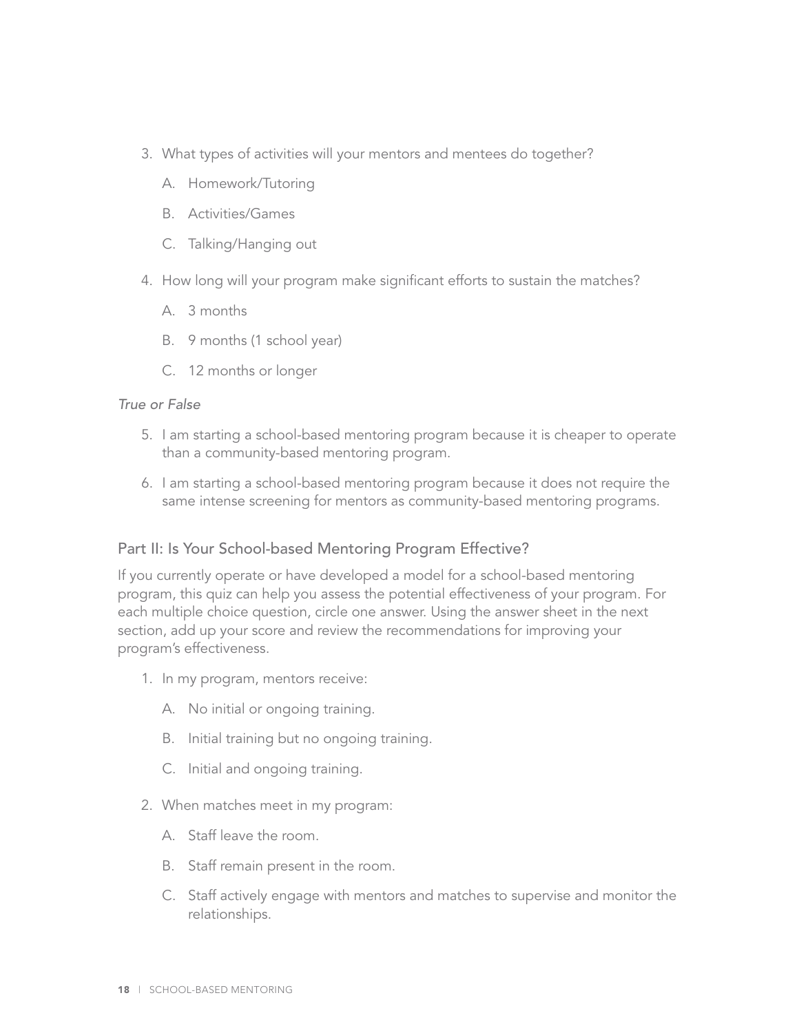3. What types of activities will your mentors and mentees do together?

    A. Homework/Tutoring

    B. Activities/Games

    C. Talking/Hanging out

4. How long will your program make significant efforts to sustain the matches?

    A. 3 months

    B. 9 months (1 school year)

    C. 12 months or longer

*True or False*

5. I am starting a school-based mentoring program because it is cheaper to operate than a community-based mentoring program.

6. I am starting a school-based mentoring program because it does not require the same intense screening for mentors as community-based mentoring programs.

## Part II: Is Your School-based Mentoring Program Effective?

If you currently operate or have developed a model for a school-based mentoring program, this quiz can help you assess the potential effectiveness of your program. For each multiple choice question, circle one answer. Using the answer sheet in the next section, add up your score and review the recommendations for improving your program's effectiveness.

1. In my program, mentors receive:

    A. No initial or ongoing training.

    B. Initial training but no ongoing training.

    C. Initial and ongoing training.

2. When matches meet in my program:

    A. Staff leave the room.

    B. Staff remain present in the room.

    C. Staff actively engage with mentors and matches to supervise and monitor the relationships.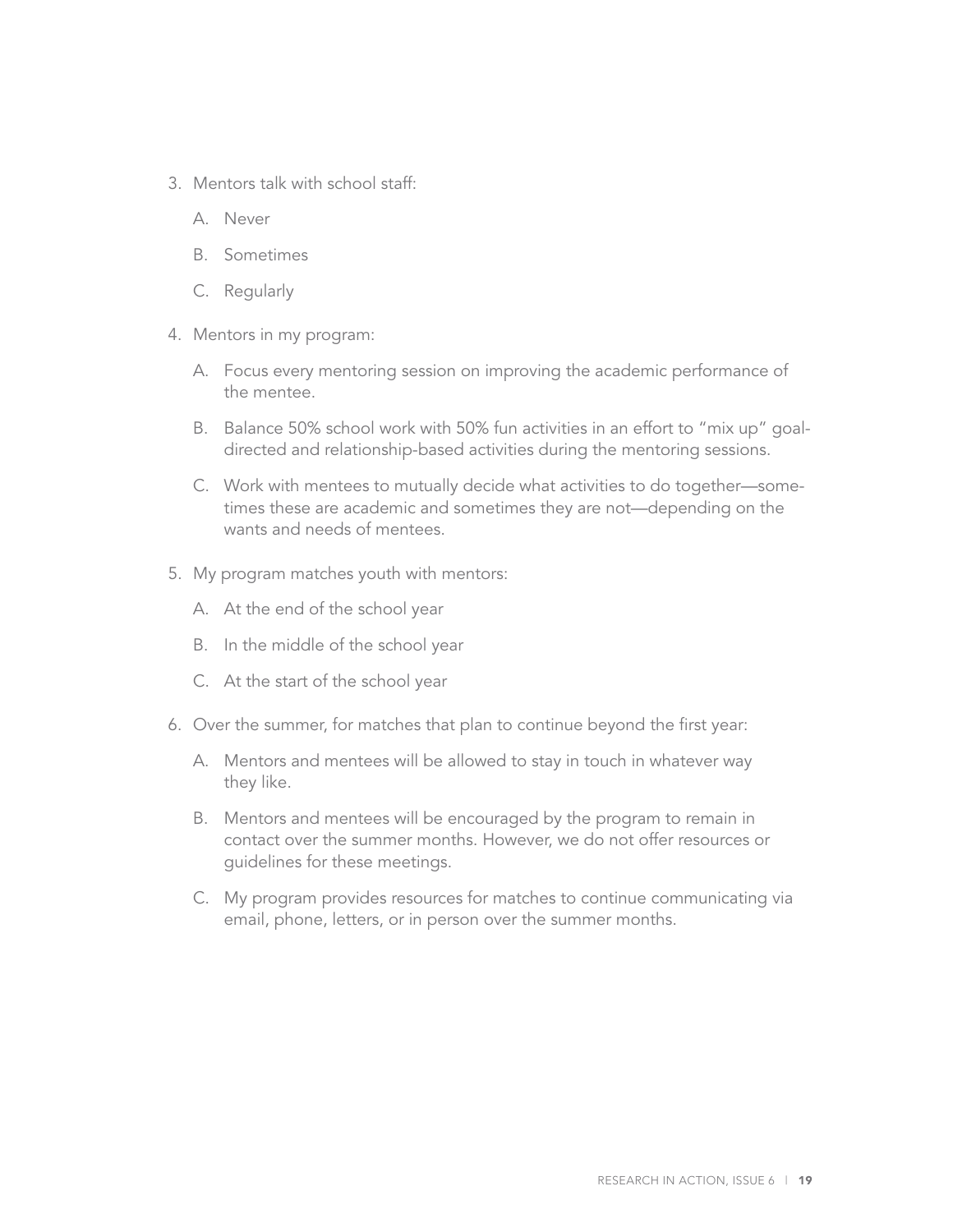3. Mentors talk with school staff:

    A. Never

    B. Sometimes

    C. Regularly

4. Mentors in my program:

    A. Focus every mentoring session on improving the academic performance of the mentee.

    B. Balance 50% school work with 50% fun activities in an effort to "mix up" goal-directed and relationship-based activities during the mentoring sessions.

    C. Work with mentees to mutually decide what activities to do together—sometimes these are academic and sometimes they are not—depending on the wants and needs of mentees.

5. My program matches youth with mentors:

    A. At the end of the school year

    B. In the middle of the school year

    C. At the start of the school year

6. Over the summer, for matches that plan to continue beyond the first year:

    A. Mentors and mentees will be allowed to stay in touch in whatever way they like.

    B. Mentors and mentees will be encouraged by the program to remain in contact over the summer months. However, we do not offer resources or guidelines for these meetings.

    C. My program provides resources for matches to continue communicating via email, phone, letters, or in person over the summer months.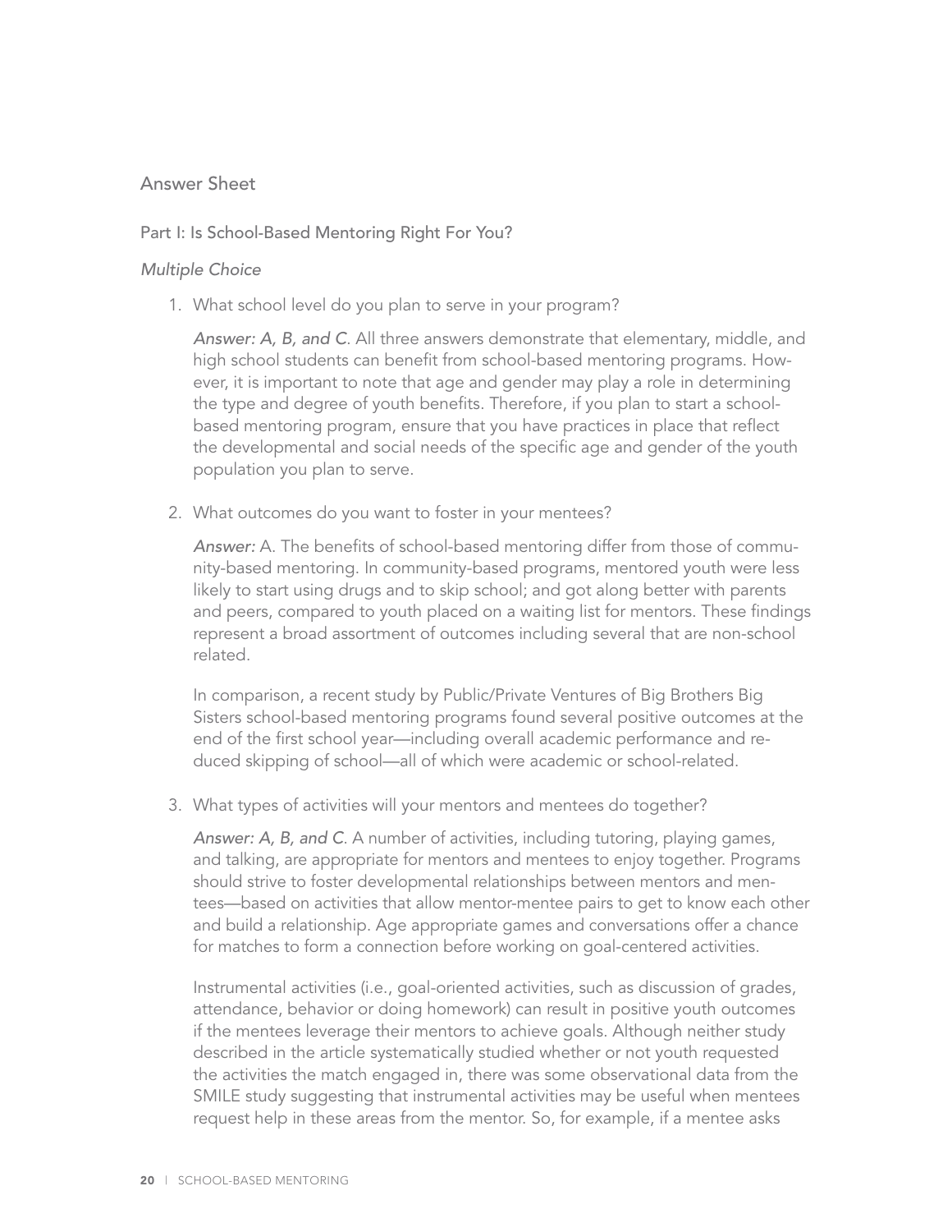## Answer Sheet

### Part I: Is School-Based Mentoring Right For You?

*Multiple Choice*

1. What school level do you plan to serve in your program?

   *Answer: A, B, and C*. All three answers demonstrate that elementary, middle, and high school students can benefit from school-based mentoring programs. However, it is important to note that age and gender may play a role in determining the type and degree of youth benefits. Therefore, if you plan to start a school-based mentoring program, ensure that you have practices in place that reflect the developmental and social needs of the specific age and gender of the youth population you plan to serve.

2. What outcomes do you want to foster in your mentees?

   *Answer:* A. The benefits of school-based mentoring differ from those of community-based mentoring. In community-based programs, mentored youth were less likely to start using drugs and to skip school; and got along better with parents and peers, compared to youth placed on a waiting list for mentors. These findings represent a broad assortment of outcomes including several that are non-school related.

   In comparison, a recent study by Public/Private Ventures of Big Brothers Big Sisters school-based mentoring programs found several positive outcomes at the end of the first school year—including overall academic performance and reduced skipping of school—all of which were academic or school-related.

3. What types of activities will your mentors and mentees do together?

   *Answer: A, B, and C*. A number of activities, including tutoring, playing games, and talking, are appropriate for mentors and mentees to enjoy together. Programs should strive to foster developmental relationships between mentors and mentees—based on activities that allow mentor-mentee pairs to get to know each other and build a relationship. Age appropriate games and conversations offer a chance for matches to form a connection before working on goal-centered activities.

   Instrumental activities (i.e., goal-oriented activities, such as discussion of grades, attendance, behavior or doing homework) can result in positive youth outcomes if the mentees leverage their mentors to achieve goals. Although neither study described in the article systematically studied whether or not youth requested the activities the match engaged in, there was some observational data from the SMILE study suggesting that instrumental activities may be useful when mentees request help in these areas from the mentor. So, for example, if a mentee asks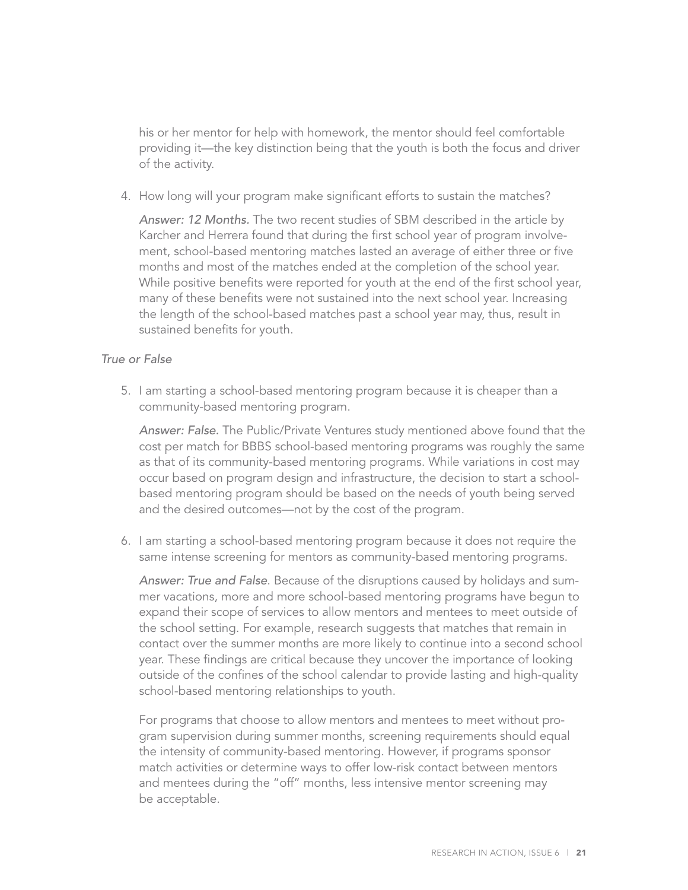his or her mentor for help with homework, the mentor should feel comfortable providing it—the key distinction being that the youth is both the focus and driver of the activity.

4. How long will your program make significant efforts to sustain the matches?

   *Answer: 12 Months.* The two recent studies of SBM described in the article by Karcher and Herrera found that during the first school year of program involvement, school-based mentoring matches lasted an average of either three or five months and most of the matches ended at the completion of the school year. While positive benefits were reported for youth at the end of the first school year, many of these benefits were not sustained into the next school year. Increasing the length of the school-based matches past a school year may, thus, result in sustained benefits for youth.

*True or False*

5. I am starting a school-based mentoring program because it is cheaper than a community-based mentoring program.

   *Answer: False.* The Public/Private Ventures study mentioned above found that the cost per match for BBBS school-based mentoring programs was roughly the same as that of its community-based mentoring programs. While variations in cost may occur based on program design and infrastructure, the decision to start a school-based mentoring program should be based on the needs of youth being served and the desired outcomes—not by the cost of the program.

6. I am starting a school-based mentoring program because it does not require the same intense screening for mentors as community-based mentoring programs.

   *Answer: True and False*. Because of the disruptions caused by holidays and summer vacations, more and more school-based mentoring programs have begun to expand their scope of services to allow mentors and mentees to meet outside of the school setting. For example, research suggests that matches that remain in contact over the summer months are more likely to continue into a second school year. These findings are critical because they uncover the importance of looking outside of the confines of the school calendar to provide lasting and high-quality school-based mentoring relationships to youth.

   For programs that choose to allow mentors and mentees to meet without program supervision during summer months, screening requirements should equal the intensity of community-based mentoring. However, if programs sponsor match activities or determine ways to offer low-risk contact between mentors and mentees during the "off" months, less intensive mentor screening may be acceptable.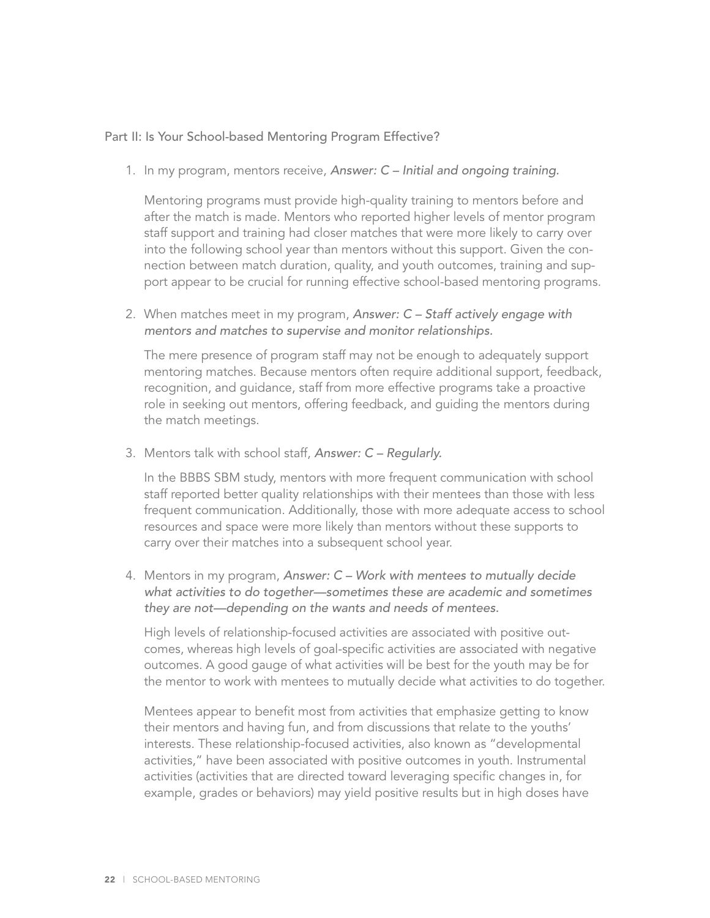## Part II: Is Your School-based Mentoring Program Effective?

1. In my program, mentors receive, *Answer: C – Initial and ongoing training.*

   Mentoring programs must provide high-quality training to mentors before and after the match is made. Mentors who reported higher levels of mentor program staff support and training had closer matches that were more likely to carry over into the following school year than mentors without this support. Given the connection between match duration, quality, and youth outcomes, training and support appear to be crucial for running effective school-based mentoring programs.

2. When matches meet in my program, *Answer: C – Staff actively engage with mentors and matches to supervise and monitor relationships.*

   The mere presence of program staff may not be enough to adequately support mentoring matches. Because mentors often require additional support, feedback, recognition, and guidance, staff from more effective programs take a proactive role in seeking out mentors, offering feedback, and guiding the mentors during the match meetings.

3. Mentors talk with school staff, *Answer: C – Regularly.*

   In the BBBS SBM study, mentors with more frequent communication with school staff reported better quality relationships with their mentees than those with less frequent communication. Additionally, those with more adequate access to school resources and space were more likely than mentors without these supports to carry over their matches into a subsequent school year.

4. Mentors in my program, *Answer: C – Work with mentees to mutually decide what activities to do together—sometimes these are academic and sometimes they are not—depending on the wants and needs of mentees.*

   High levels of relationship-focused activities are associated with positive outcomes, whereas high levels of goal-specific activities are associated with negative outcomes. A good gauge of what activities will be best for the youth may be for the mentor to work with mentees to mutually decide what activities to do together.

   Mentees appear to benefit most from activities that emphasize getting to know their mentors and having fun, and from discussions that relate to the youths' interests. These relationship-focused activities, also known as "developmental activities," have been associated with positive outcomes in youth. Instrumental activities (activities that are directed toward leveraging specific changes in, for example, grades or behaviors) may yield positive results but in high doses have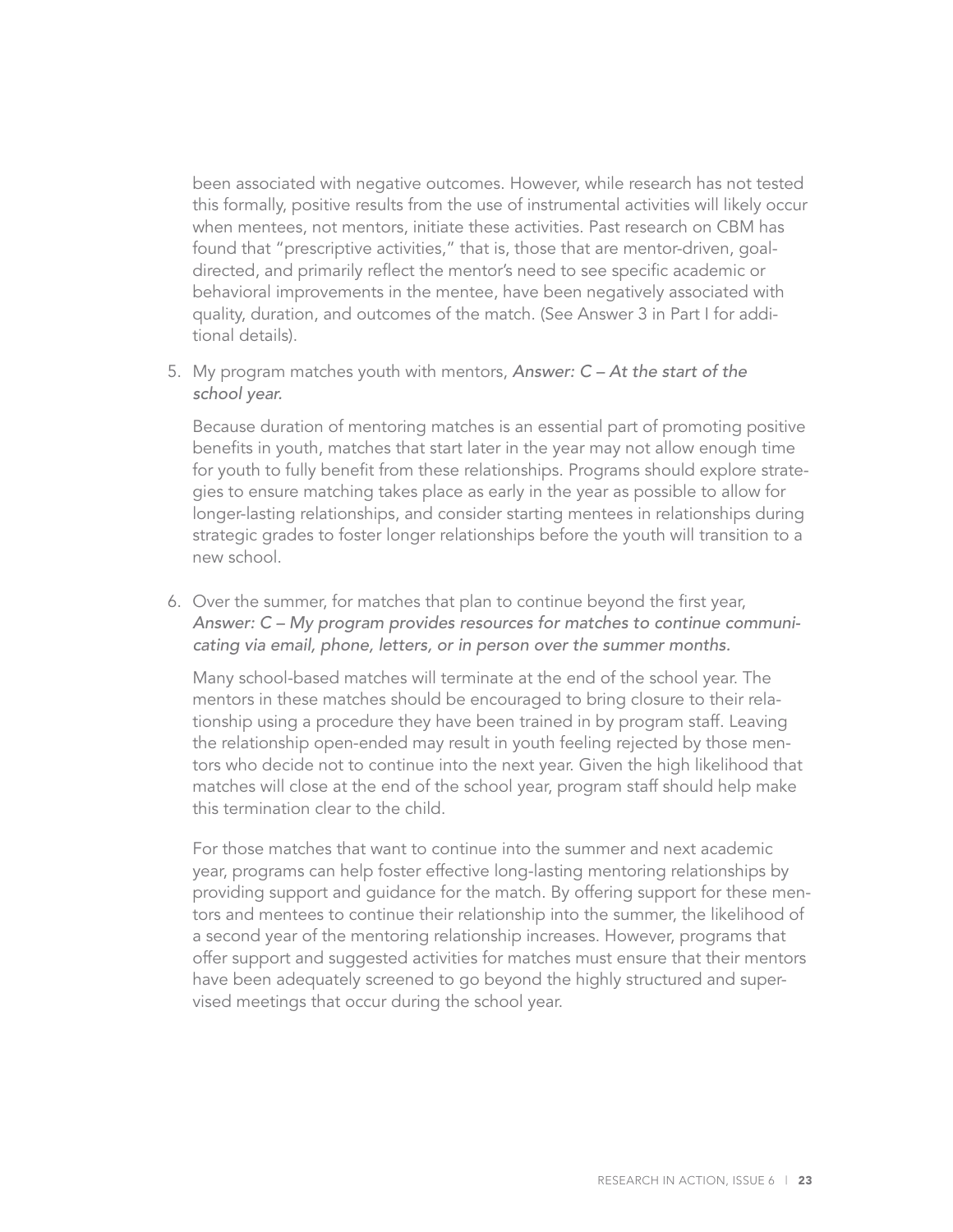been associated with negative outcomes. However, while research has not tested this formally, positive results from the use of instrumental activities will likely occur when mentees, not mentors, initiate these activities. Past research on CBM has found that "prescriptive activities," that is, those that are mentor-driven, goal-directed, and primarily reflect the mentor's need to see specific academic or behavioral improvements in the mentee, have been negatively associated with quality, duration, and outcomes of the match. (See Answer 3 in Part I for additional details).

5. My program matches youth with mentors, *Answer: C – At the start of the school year.*

   Because duration of mentoring matches is an essential part of promoting positive benefits in youth, matches that start later in the year may not allow enough time for youth to fully benefit from these relationships. Programs should explore strategies to ensure matching takes place as early in the year as possible to allow for longer-lasting relationships, and consider starting mentees in relationships during strategic grades to foster longer relationships before the youth will transition to a new school.

6. Over the summer, for matches that plan to continue beyond the first year, *Answer: C – My program provides resources for matches to continue communicating via email, phone, letters, or in person over the summer months.*

   Many school-based matches will terminate at the end of the school year. The mentors in these matches should be encouraged to bring closure to their relationship using a procedure they have been trained in by program staff. Leaving the relationship open-ended may result in youth feeling rejected by those mentors who decide not to continue into the next year. Given the high likelihood that matches will close at the end of the school year, program staff should help make this termination clear to the child.

   For those matches that want to continue into the summer and next academic year, programs can help foster effective long-lasting mentoring relationships by providing support and guidance for the match. By offering support for these mentors and mentees to continue their relationship into the summer, the likelihood of a second year of the mentoring relationship increases. However, programs that offer support and suggested activities for matches must ensure that their mentors have been adequately screened to go beyond the highly structured and supervised meetings that occur during the school year.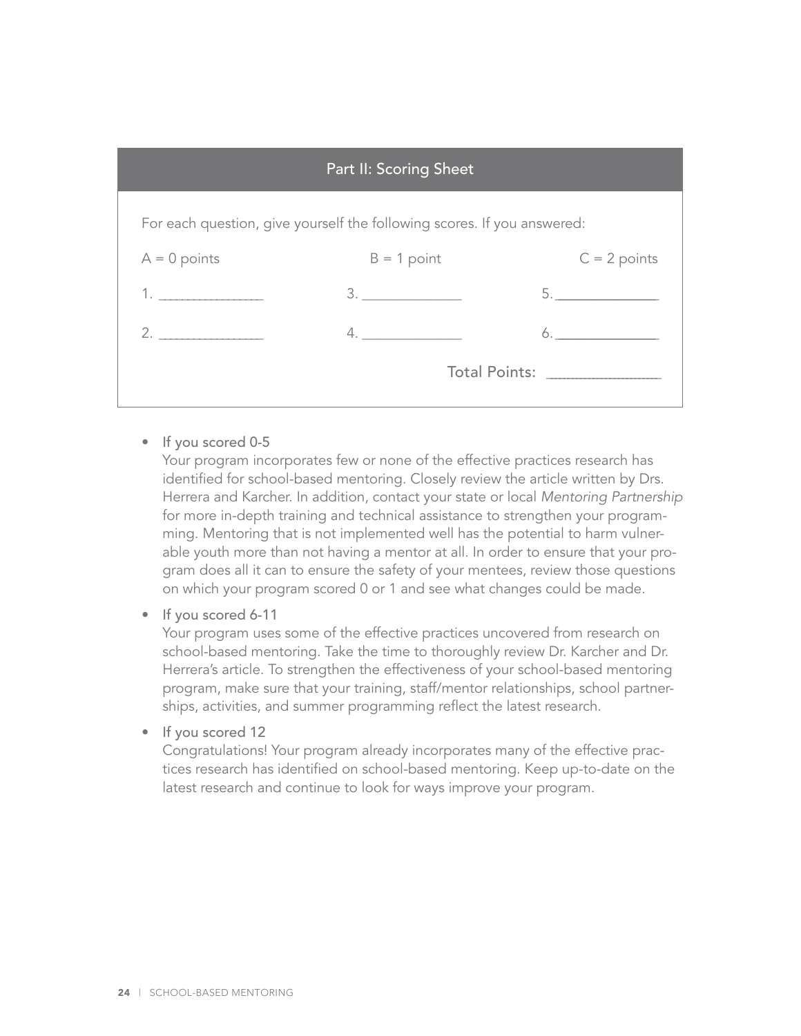## Part II: Scoring Sheet

For each question, give yourself the following scores. If you answered:

| A = 0 points | B = 1 point | C = 2 points |
|---|---|---|
| 1. ______________ | 3. ______________ | 5. ______________ |
| 2. ______________ | 4. ______________ | 6. ______________ |
| | Total Points: | ______________ |

- If you scored 0-5
  Your program incorporates few or none of the effective practices research has identified for school-based mentoring. Closely review the article written by Drs. Herrera and Karcher. In addition, contact your state or local *Mentoring Partnership* for more in-depth training and technical assistance to strengthen your programming. Mentoring that is not implemented well has the potential to harm vulnerable youth more than not having a mentor at all. In order to ensure that your program does all it can to ensure the safety of your mentees, review those questions on which your program scored 0 or 1 and see what changes could be made.

- If you scored 6-11
  Your program uses some of the effective practices uncovered from research on school-based mentoring. Take the time to thoroughly review Dr. Karcher and Dr. Herrera's article. To strengthen the effectiveness of your school-based mentoring program, make sure that your training, staff/mentor relationships, school partnerships, activities, and summer programming reflect the latest research.

- If you scored 12
  Congratulations! Your program already incorporates many of the effective practices research has identified on school-based mentoring. Keep up-to-date on the latest research and continue to look for ways improve your program.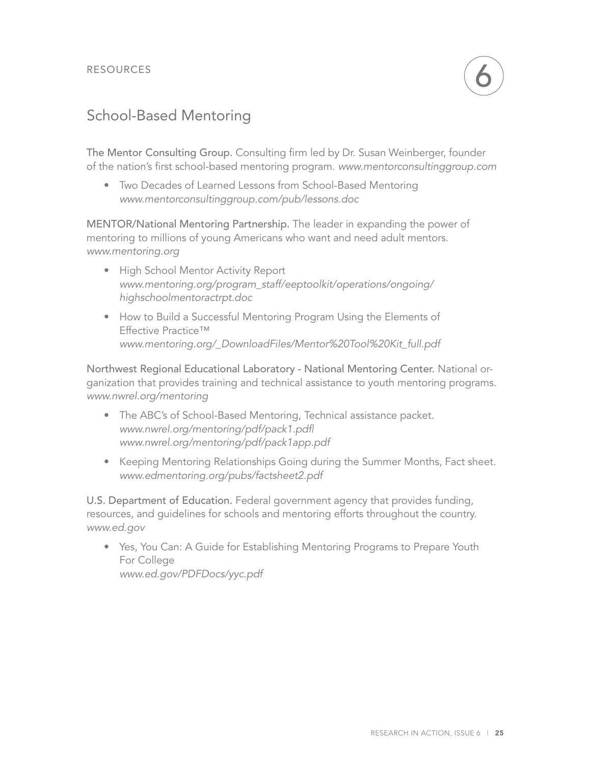RESOURCES

6

# School-Based Mentoring

**The Mentor Consulting Group.** Consulting firm led by Dr. Susan Weinberger, founder of the nation's first school-based mentoring program. *www.mentorconsultinggroup.com*

- Two Decades of Learned Lessons from School-Based Mentoring
  *www.mentorconsultinggroup.com/pub/lessons.doc*

**MENTOR/National Mentoring Partnership.** The leader in expanding the power of mentoring to millions of young Americans who want and need adult mentors. *www.mentoring.org*

- High School Mentor Activity Report
  *www.mentoring.org/program_staff/eeptoolkit/operations/ongoing/highschoolmentoractrpt.doc*
- How to Build a Successful Mentoring Program Using the Elements of Effective Practice™
  *www.mentoring.org/_DownloadFiles/Mentor%20Tool%20Kit_full.pdf*

**Northwest Regional Educational Laboratory - National Mentoring Center.** National organization that provides training and technical assistance to youth mentoring programs. *www.nwrel.org/mentoring*

- The ABC's of School-Based Mentoring, Technical assistance packet.
  *www.nwrel.org/mentoring/pdf/pack1.pdfl*
  *www.nwrel.org/mentoring/pdf/pack1app.pdf*
- Keeping Mentoring Relationships Going during the Summer Months, Fact sheet.
  *www.edmentoring.org/pubs/factsheet2.pdf*

**U.S. Department of Education.** Federal government agency that provides funding, resources, and guidelines for schools and mentoring efforts throughout the country. *www.ed.gov*

- Yes, You Can: A Guide for Establishing Mentoring Programs to Prepare Youth For College
  *www.ed.gov/PDFDocs/yyc.pdf*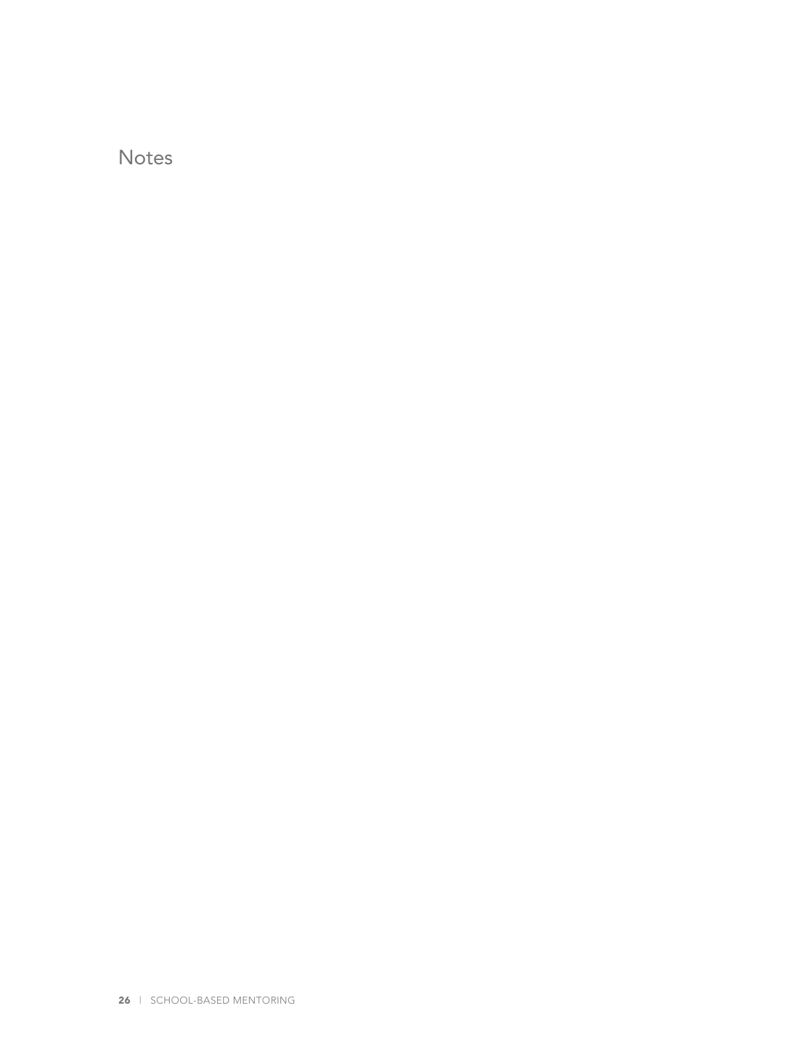## Notes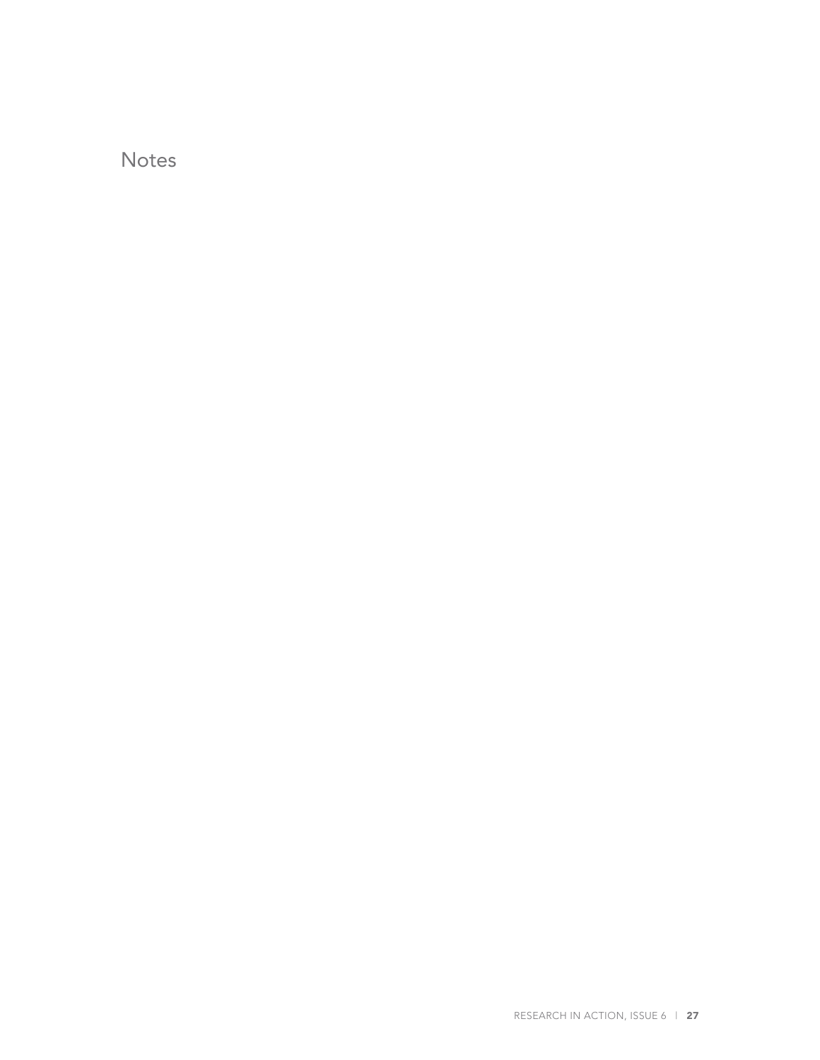# Notes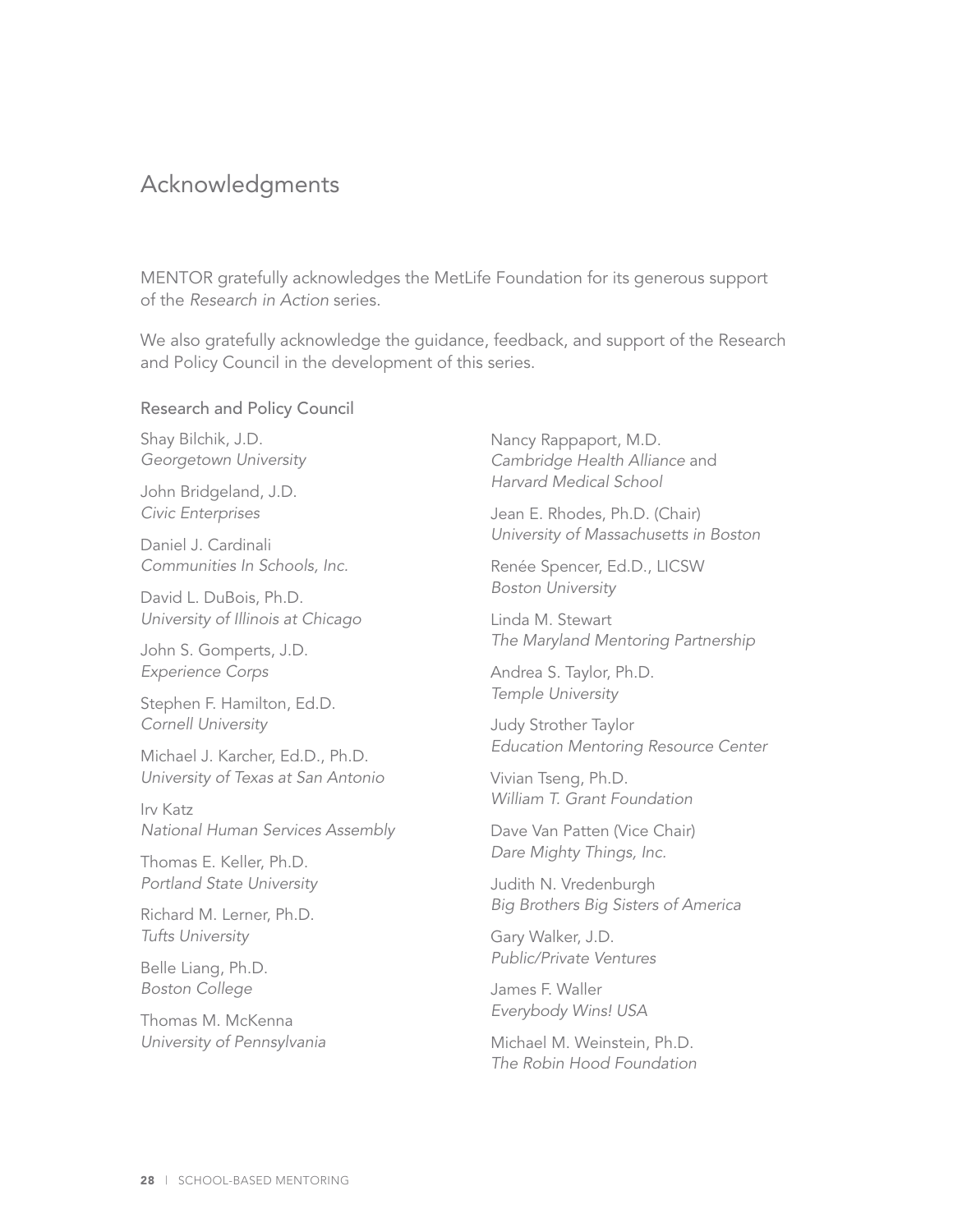## Acknowledgments

MENTOR gratefully acknowledges the MetLife Foundation for its generous support of the *Research in Action* series.

We also gratefully acknowledge the guidance, feedback, and support of the Research and Policy Council in the development of this series.

### Research and Policy Council

Shay Bilchik, J.D.
*Georgetown University*

John Bridgeland, J.D.
*Civic Enterprises*

Daniel J. Cardinali
*Communities In Schools, Inc.*

David L. DuBois, Ph.D.
*University of Illinois at Chicago*

John S. Gomperts, J.D.
*Experience Corps*

Stephen F. Hamilton, Ed.D.
*Cornell University*

Michael J. Karcher, Ed.D., Ph.D.
*University of Texas at San Antonio*

Irv Katz
*National Human Services Assembly*

Thomas E. Keller, Ph.D.
*Portland State University*

Richard M. Lerner, Ph.D.
*Tufts University*

Belle Liang, Ph.D.
*Boston College*

Thomas M. McKenna
*University of Pennsylvania*

Nancy Rappaport, M.D.
*Cambridge Health Alliance* and *Harvard Medical School*

Jean E. Rhodes, Ph.D. (Chair)
*University of Massachusetts in Boston*

Renée Spencer, Ed.D., LICSW
*Boston University*

Linda M. Stewart
*The Maryland Mentoring Partnership*

Andrea S. Taylor, Ph.D.
*Temple University*

Judy Strother Taylor
*Education Mentoring Resource Center*

Vivian Tseng, Ph.D.
*William T. Grant Foundation*

Dave Van Patten (Vice Chair)
*Dare Mighty Things, Inc.*

Judith N. Vredenburgh
*Big Brothers Big Sisters of America*

Gary Walker, J.D.
*Public/Private Ventures*

James F. Waller
*Everybody Wins! USA*

Michael M. Weinstein, Ph.D.
*The Robin Hood Foundation*